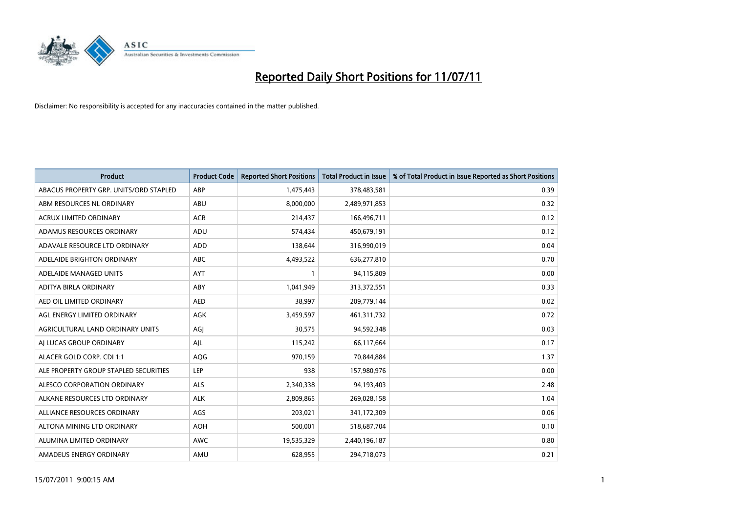# Reported Daily Short Positions for 11/07/11

Disclaimer: No responsibility is accepted for any inaccuracies contained in the matter published.

| Product | Product Code | Reported Short Positions | Total Product in Issue | % of Total Product in Issue Reported as Short Positions |
|---|---|---|---|---|
| ABACUS PROPERTY GRP. UNITS/ORD STAPLED | ABP | 1,475,443 | 378,483,581 | 0.39 |
| ABM RESOURCES NL ORDINARY | ABU | 8,000,000 | 2,489,971,853 | 0.32 |
| ACRUX LIMITED ORDINARY | ACR | 214,437 | 166,496,711 | 0.12 |
| ADAMUS RESOURCES ORDINARY | ADU | 574,434 | 450,679,191 | 0.12 |
| ADAVALE RESOURCE LTD ORDINARY | ADD | 138,644 | 316,990,019 | 0.04 |
| ADELAIDE BRIGHTON ORDINARY | ABC | 4,493,522 | 636,277,810 | 0.70 |
| ADELAIDE MANAGED UNITS | AYT | 1 | 94,115,809 | 0.00 |
| ADITYA BIRLA ORDINARY | ABY | 1,041,949 | 313,372,551 | 0.33 |
| AED OIL LIMITED ORDINARY | AED | 38,997 | 209,779,144 | 0.02 |
| AGL ENERGY LIMITED ORDINARY | AGK | 3,459,597 | 461,311,732 | 0.72 |
| AGRICULTURAL LAND ORDINARY UNITS | AGJ | 30,575 | 94,592,348 | 0.03 |
| AJ LUCAS GROUP ORDINARY | AJL | 115,242 | 66,117,664 | 0.17 |
| ALACER GOLD CORP. CDI 1:1 | AQG | 970,159 | 70,844,884 | 1.37 |
| ALE PROPERTY GROUP STAPLED SECURITIES | LEP | 938 | 157,980,976 | 0.00 |
| ALESCO CORPORATION ORDINARY | ALS | 2,340,338 | 94,193,403 | 2.48 |
| ALKANE RESOURCES LTD ORDINARY | ALK | 2,809,865 | 269,028,158 | 1.04 |
| ALLIANCE RESOURCES ORDINARY | AGS | 203,021 | 341,172,309 | 0.06 |
| ALTONA MINING LTD ORDINARY | AOH | 500,001 | 518,687,704 | 0.10 |
| ALUMINA LIMITED ORDINARY | AWC | 19,535,329 | 2,440,196,187 | 0.80 |
| AMADEUS ENERGY ORDINARY | AMU | 628,955 | 294,718,073 | 0.21 |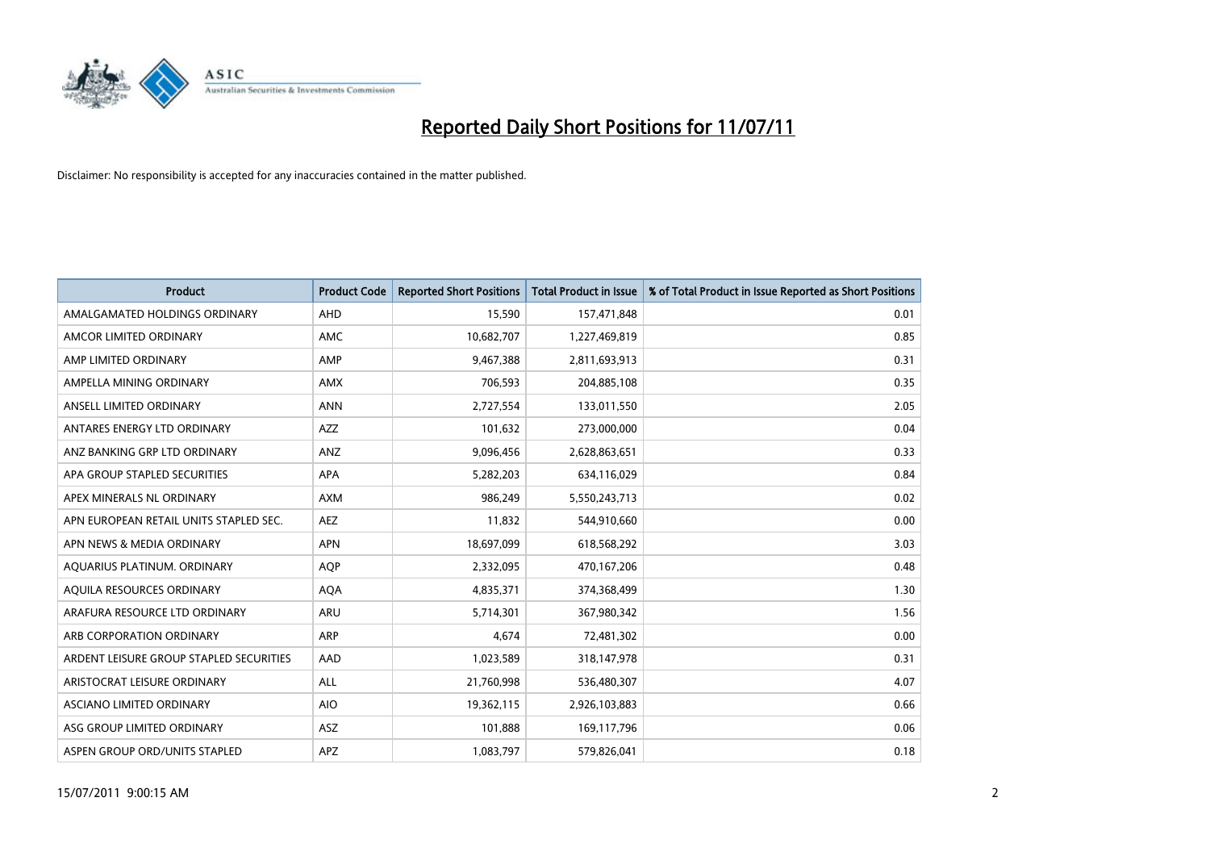# Reported Daily Short Positions for 11/07/11

Disclaimer: No responsibility is accepted for any inaccuracies contained in the matter published.

| Product | Product Code | Reported Short Positions | Total Product in Issue | % of Total Product in Issue Reported as Short Positions |
|---|---|---|---|---|
| AMALGAMATED HOLDINGS ORDINARY | AHD | 15,590 | 157,471,848 | 0.01 |
| AMCOR LIMITED ORDINARY | AMC | 10,682,707 | 1,227,469,819 | 0.85 |
| AMP LIMITED ORDINARY | AMP | 9,467,388 | 2,811,693,913 | 0.31 |
| AMPELLA MINING ORDINARY | AMX | 706,593 | 204,885,108 | 0.35 |
| ANSELL LIMITED ORDINARY | ANN | 2,727,554 | 133,011,550 | 2.05 |
| ANTARES ENERGY LTD ORDINARY | AZZ | 101,632 | 273,000,000 | 0.04 |
| ANZ BANKING GRP LTD ORDINARY | ANZ | 9,096,456 | 2,628,863,651 | 0.33 |
| APA GROUP STAPLED SECURITIES | APA | 5,282,203 | 634,116,029 | 0.84 |
| APEX MINERALS NL ORDINARY | AXM | 986,249 | 5,550,243,713 | 0.02 |
| APN EUROPEAN RETAIL UNITS STAPLED SEC. | AEZ | 11,832 | 544,910,660 | 0.00 |
| APN NEWS & MEDIA ORDINARY | APN | 18,697,099 | 618,568,292 | 3.03 |
| AQUARIUS PLATINUM. ORDINARY | AQP | 2,332,095 | 470,167,206 | 0.48 |
| AQUILA RESOURCES ORDINARY | AQA | 4,835,371 | 374,368,499 | 1.30 |
| ARAFURA RESOURCE LTD ORDINARY | ARU | 5,714,301 | 367,980,342 | 1.56 |
| ARB CORPORATION ORDINARY | ARP | 4,674 | 72,481,302 | 0.00 |
| ARDENT LEISURE GROUP STAPLED SECURITIES | AAD | 1,023,589 | 318,147,978 | 0.31 |
| ARISTOCRAT LEISURE ORDINARY | ALL | 21,760,998 | 536,480,307 | 4.07 |
| ASCIANO LIMITED ORDINARY | AIO | 19,362,115 | 2,926,103,883 | 0.66 |
| ASG GROUP LIMITED ORDINARY | ASZ | 101,888 | 169,117,796 | 0.06 |
| ASPEN GROUP ORD/UNITS STAPLED | APZ | 1,083,797 | 579,826,041 | 0.18 |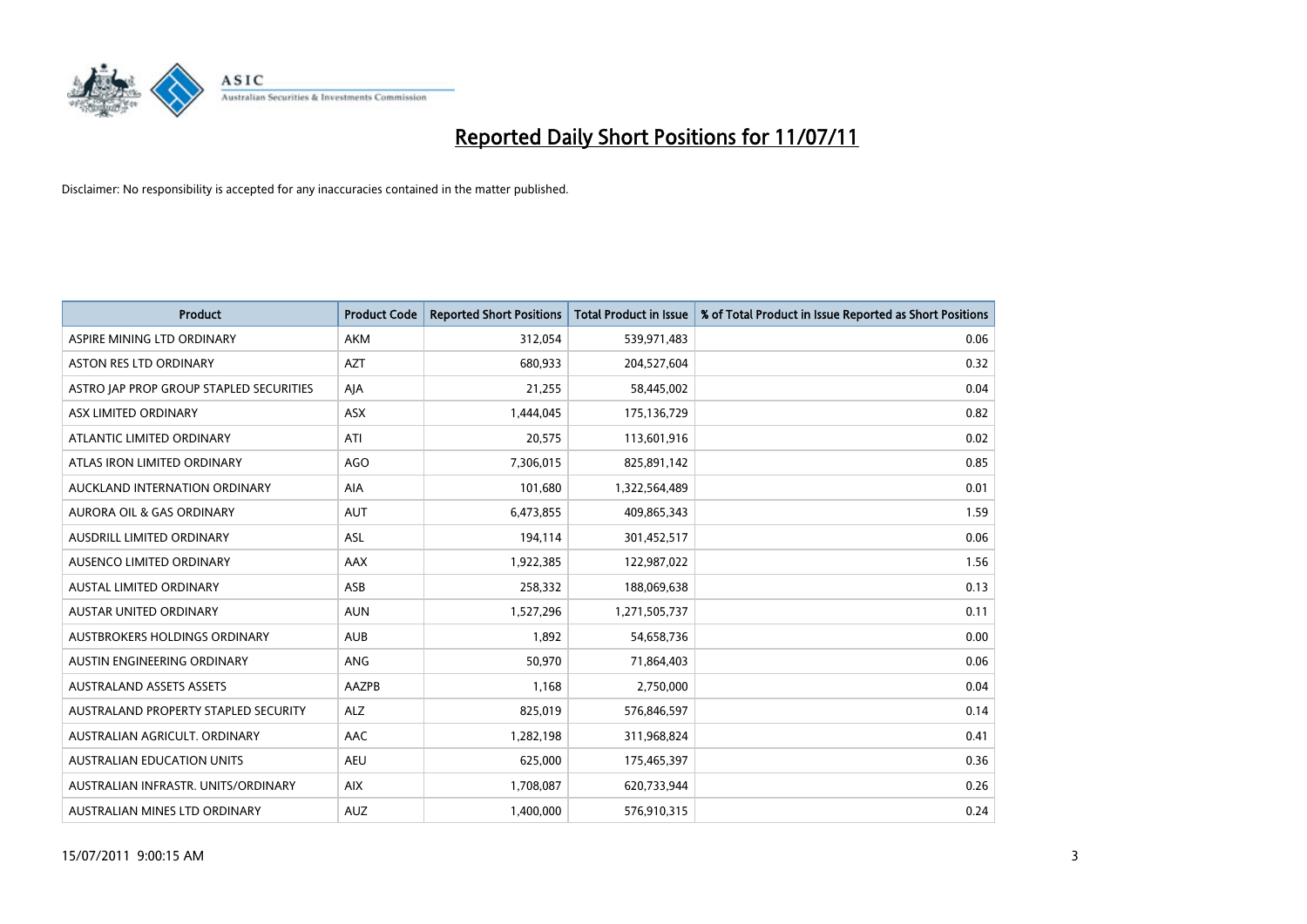# Reported Daily Short Positions for 11/07/11

Disclaimer: No responsibility is accepted for any inaccuracies contained in the matter published.

| Product | Product Code | Reported Short Positions | Total Product in Issue | % of Total Product in Issue Reported as Short Positions |
|---|---|---|---|---|
| ASPIRE MINING LTD ORDINARY | AKM | 312,054 | 539,971,483 | 0.06 |
| ASTON RES LTD ORDINARY | AZT | 680,933 | 204,527,604 | 0.32 |
| ASTRO JAP PROP GROUP STAPLED SECURITIES | AJA | 21,255 | 58,445,002 | 0.04 |
| ASX LIMITED ORDINARY | ASX | 1,444,045 | 175,136,729 | 0.82 |
| ATLANTIC LIMITED ORDINARY | ATI | 20,575 | 113,601,916 | 0.02 |
| ATLAS IRON LIMITED ORDINARY | AGO | 7,306,015 | 825,891,142 | 0.85 |
| AUCKLAND INTERNATION ORDINARY | AIA | 101,680 | 1,322,564,489 | 0.01 |
| AURORA OIL & GAS ORDINARY | AUT | 6,473,855 | 409,865,343 | 1.59 |
| AUSDRILL LIMITED ORDINARY | ASL | 194,114 | 301,452,517 | 0.06 |
| AUSENCO LIMITED ORDINARY | AAX | 1,922,385 | 122,987,022 | 1.56 |
| AUSTAL LIMITED ORDINARY | ASB | 258,332 | 188,069,638 | 0.13 |
| AUSTAR UNITED ORDINARY | AUN | 1,527,296 | 1,271,505,737 | 0.11 |
| AUSTBROKERS HOLDINGS ORDINARY | AUB | 1,892 | 54,658,736 | 0.00 |
| AUSTIN ENGINEERING ORDINARY | ANG | 50,970 | 71,864,403 | 0.06 |
| AUSTRALAND ASSETS ASSETS | AAZPB | 1,168 | 2,750,000 | 0.04 |
| AUSTRALAND PROPERTY STAPLED SECURITY | ALZ | 825,019 | 576,846,597 | 0.14 |
| AUSTRALIAN AGRICULT. ORDINARY | AAC | 1,282,198 | 311,968,824 | 0.41 |
| AUSTRALIAN EDUCATION UNITS | AEU | 625,000 | 175,465,397 | 0.36 |
| AUSTRALIAN INFRASTR. UNITS/ORDINARY | AIX | 1,708,087 | 620,733,944 | 0.26 |
| AUSTRALIAN MINES LTD ORDINARY | AUZ | 1,400,000 | 576,910,315 | 0.24 |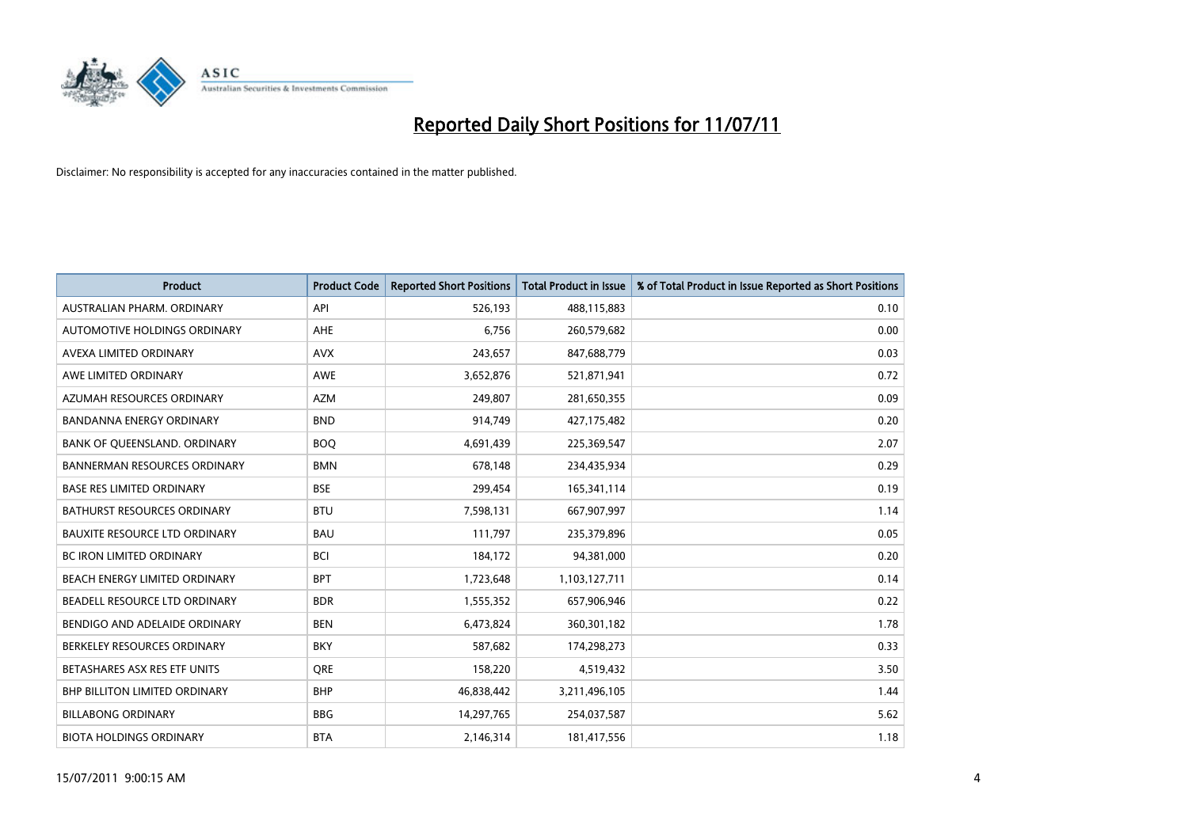# Reported Daily Short Positions for 11/07/11

Disclaimer: No responsibility is accepted for any inaccuracies contained in the matter published.

| Product | Product Code | Reported Short Positions | Total Product in Issue | % of Total Product in Issue Reported as Short Positions |
|---|---|---|---|---|
| AUSTRALIAN PHARM. ORDINARY | API | 526,193 | 488,115,883 | 0.10 |
| AUTOMOTIVE HOLDINGS ORDINARY | AHE | 6,756 | 260,579,682 | 0.00 |
| AVEXA LIMITED ORDINARY | AVX | 243,657 | 847,688,779 | 0.03 |
| AWE LIMITED ORDINARY | AWE | 3,652,876 | 521,871,941 | 0.72 |
| AZUMAH RESOURCES ORDINARY | AZM | 249,807 | 281,650,355 | 0.09 |
| BANDANNA ENERGY ORDINARY | BND | 914,749 | 427,175,482 | 0.20 |
| BANK OF QUEENSLAND. ORDINARY | BOQ | 4,691,439 | 225,369,547 | 2.07 |
| BANNERMAN RESOURCES ORDINARY | BMN | 678,148 | 234,435,934 | 0.29 |
| BASE RES LIMITED ORDINARY | BSE | 299,454 | 165,341,114 | 0.19 |
| BATHURST RESOURCES ORDINARY | BTU | 7,598,131 | 667,907,997 | 1.14 |
| BAUXITE RESOURCE LTD ORDINARY | BAU | 111,797 | 235,379,896 | 0.05 |
| BC IRON LIMITED ORDINARY | BCI | 184,172 | 94,381,000 | 0.20 |
| BEACH ENERGY LIMITED ORDINARY | BPT | 1,723,648 | 1,103,127,711 | 0.14 |
| BEADELL RESOURCE LTD ORDINARY | BDR | 1,555,352 | 657,906,946 | 0.22 |
| BENDIGO AND ADELAIDE ORDINARY | BEN | 6,473,824 | 360,301,182 | 1.78 |
| BERKELEY RESOURCES ORDINARY | BKY | 587,682 | 174,298,273 | 0.33 |
| BETASHARES ASX RES ETF UNITS | QRE | 158,220 | 4,519,432 | 3.50 |
| BHP BILLITON LIMITED ORDINARY | BHP | 46,838,442 | 3,211,496,105 | 1.44 |
| BILLABONG ORDINARY | BBG | 14,297,765 | 254,037,587 | 5.62 |
| BIOTA HOLDINGS ORDINARY | BTA | 2,146,314 | 181,417,556 | 1.18 |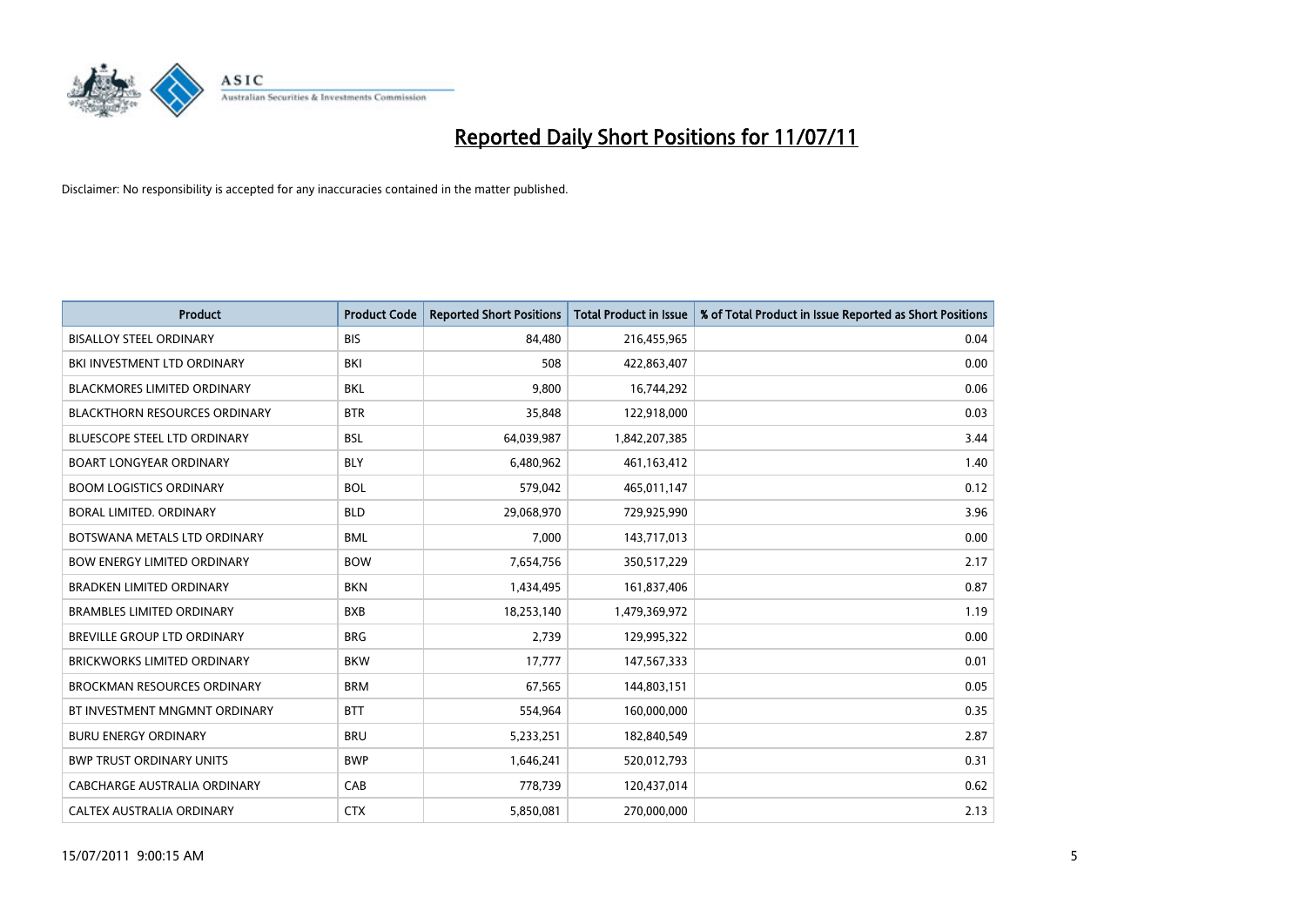# Reported Daily Short Positions for 11/07/11

Disclaimer: No responsibility is accepted for any inaccuracies contained in the matter published.

| Product | Product Code | Reported Short Positions | Total Product in Issue | % of Total Product in Issue Reported as Short Positions |
|---|---|---|---|---|
| BISALLOY STEEL ORDINARY | BIS | 84,480 | 216,455,965 | 0.04 |
| BKI INVESTMENT LTD ORDINARY | BKI | 508 | 422,863,407 | 0.00 |
| BLACKMORES LIMITED ORDINARY | BKL | 9,800 | 16,744,292 | 0.06 |
| BLACKTHORN RESOURCES ORDINARY | BTR | 35,848 | 122,918,000 | 0.03 |
| BLUESCOPE STEEL LTD ORDINARY | BSL | 64,039,987 | 1,842,207,385 | 3.44 |
| BOART LONGYEAR ORDINARY | BLY | 6,480,962 | 461,163,412 | 1.40 |
| BOOM LOGISTICS ORDINARY | BOL | 579,042 | 465,011,147 | 0.12 |
| BORAL LIMITED. ORDINARY | BLD | 29,068,970 | 729,925,990 | 3.96 |
| BOTSWANA METALS LTD ORDINARY | BML | 7,000 | 143,717,013 | 0.00 |
| BOW ENERGY LIMITED ORDINARY | BOW | 7,654,756 | 350,517,229 | 2.17 |
| BRADKEN LIMITED ORDINARY | BKN | 1,434,495 | 161,837,406 | 0.87 |
| BRAMBLES LIMITED ORDINARY | BXB | 18,253,140 | 1,479,369,972 | 1.19 |
| BREVILLE GROUP LTD ORDINARY | BRG | 2,739 | 129,995,322 | 0.00 |
| BRICKWORKS LIMITED ORDINARY | BKW | 17,777 | 147,567,333 | 0.01 |
| BROCKMAN RESOURCES ORDINARY | BRM | 67,565 | 144,803,151 | 0.05 |
| BT INVESTMENT MNGMNT ORDINARY | BTT | 554,964 | 160,000,000 | 0.35 |
| BURU ENERGY ORDINARY | BRU | 5,233,251 | 182,840,549 | 2.87 |
| BWP TRUST ORDINARY UNITS | BWP | 1,646,241 | 520,012,793 | 0.31 |
| CABCHARGE AUSTRALIA ORDINARY | CAB | 778,739 | 120,437,014 | 0.62 |
| CALTEX AUSTRALIA ORDINARY | CTX | 5,850,081 | 270,000,000 | 2.13 |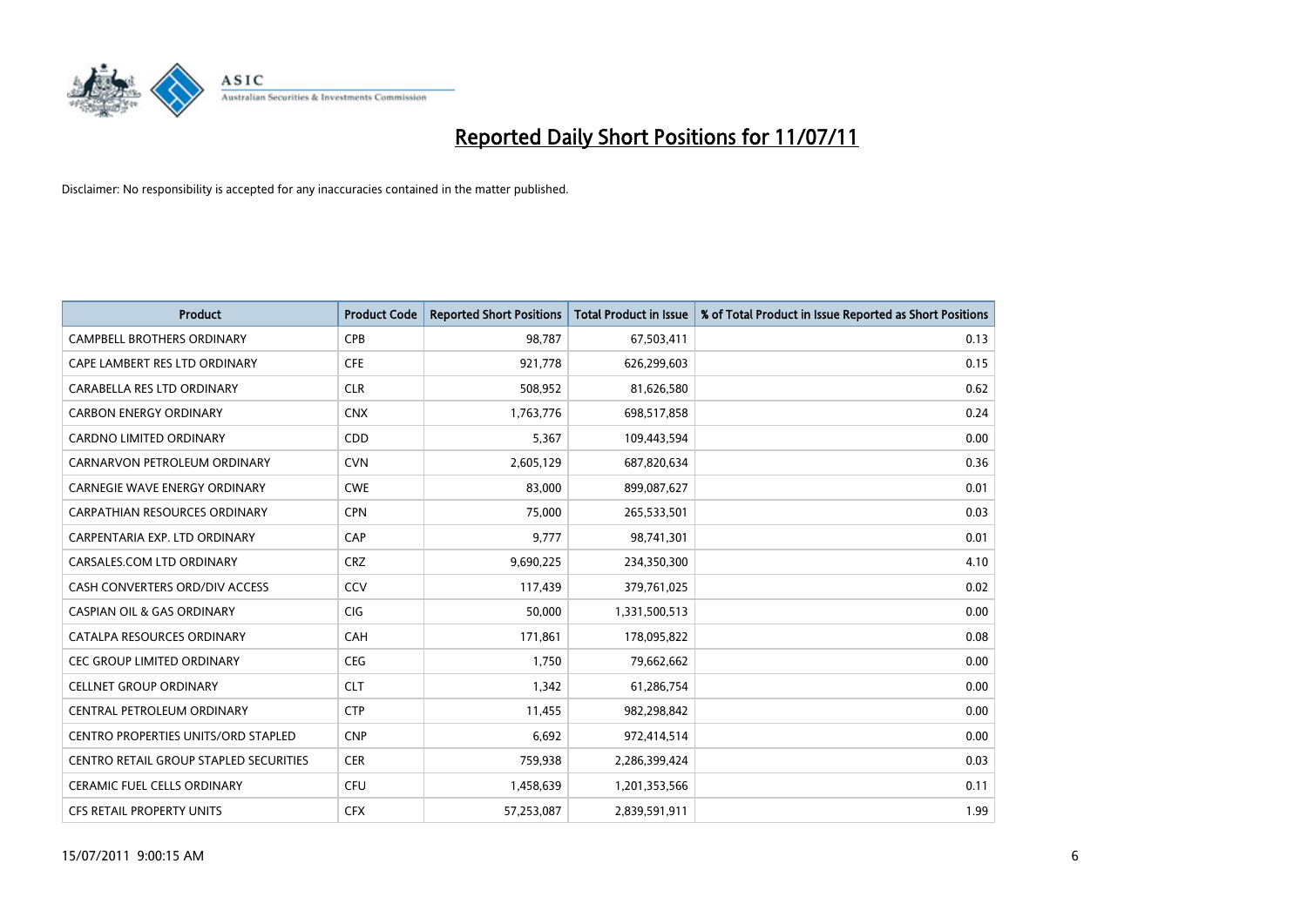# Reported Daily Short Positions for 11/07/11

Disclaimer: No responsibility is accepted for any inaccuracies contained in the matter published.

| Product | Product Code | Reported Short Positions | Total Product in Issue | % of Total Product in Issue Reported as Short Positions |
|---|---|---|---|---|
| CAMPBELL BROTHERS ORDINARY | CPB | 98,787 | 67,503,411 | 0.13 |
| CAPE LAMBERT RES LTD ORDINARY | CFE | 921,778 | 626,299,603 | 0.15 |
| CARABELLA RES LTD ORDINARY | CLR | 508,952 | 81,626,580 | 0.62 |
| CARBON ENERGY ORDINARY | CNX | 1,763,776 | 698,517,858 | 0.24 |
| CARDNO LIMITED ORDINARY | CDD | 5,367 | 109,443,594 | 0.00 |
| CARNARVON PETROLEUM ORDINARY | CVN | 2,605,129 | 687,820,634 | 0.36 |
| CARNEGIE WAVE ENERGY ORDINARY | CWE | 83,000 | 899,087,627 | 0.01 |
| CARPATHIAN RESOURCES ORDINARY | CPN | 75,000 | 265,533,501 | 0.03 |
| CARPENTARIA EXP. LTD ORDINARY | CAP | 9,777 | 98,741,301 | 0.01 |
| CARSALES.COM LTD ORDINARY | CRZ | 9,690,225 | 234,350,300 | 4.10 |
| CASH CONVERTERS ORD/DIV ACCESS | CCV | 117,439 | 379,761,025 | 0.02 |
| CASPIAN OIL & GAS ORDINARY | CIG | 50,000 | 1,331,500,513 | 0.00 |
| CATALPA RESOURCES ORDINARY | CAH | 171,861 | 178,095,822 | 0.08 |
| CEC GROUP LIMITED ORDINARY | CEG | 1,750 | 79,662,662 | 0.00 |
| CELLNET GROUP ORDINARY | CLT | 1,342 | 61,286,754 | 0.00 |
| CENTRAL PETROLEUM ORDINARY | CTP | 11,455 | 982,298,842 | 0.00 |
| CENTRO PROPERTIES UNITS/ORD STAPLED | CNP | 6,692 | 972,414,514 | 0.00 |
| CENTRO RETAIL GROUP STAPLED SECURITIES | CER | 759,938 | 2,286,399,424 | 0.03 |
| CERAMIC FUEL CELLS ORDINARY | CFU | 1,458,639 | 1,201,353,566 | 0.11 |
| CFS RETAIL PROPERTY UNITS | CFX | 57,253,087 | 2,839,591,911 | 1.99 |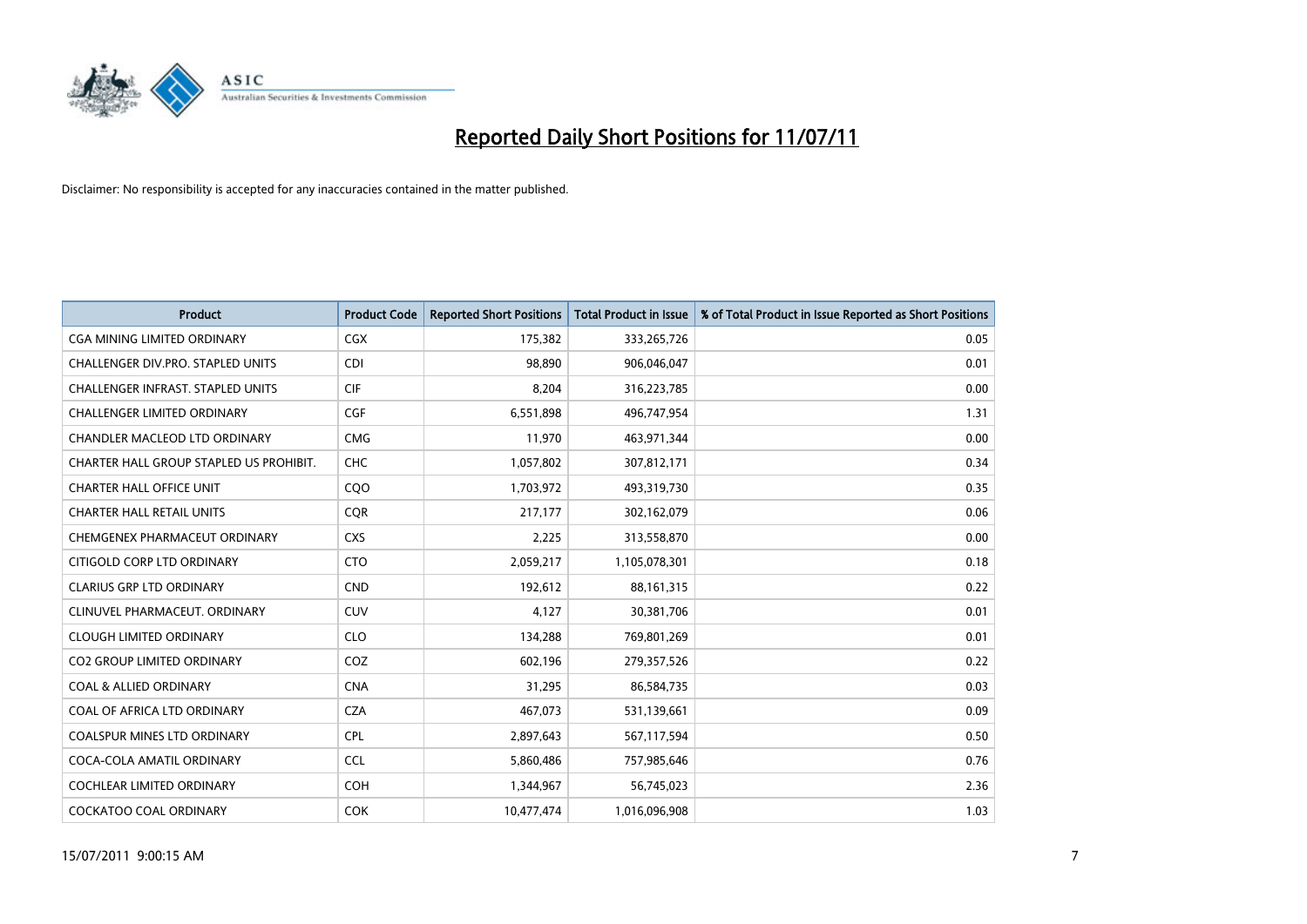# Reported Daily Short Positions for 11/07/11

Disclaimer: No responsibility is accepted for any inaccuracies contained in the matter published.

| Product | Product Code | Reported Short Positions | Total Product in Issue | % of Total Product in Issue Reported as Short Positions |
|---|---|---|---|---|
| CGA MINING LIMITED ORDINARY | CGX | 175,382 | 333,265,726 | 0.05 |
| CHALLENGER DIV.PRO. STAPLED UNITS | CDI | 98,890 | 906,046,047 | 0.01 |
| CHALLENGER INFRAST. STAPLED UNITS | CIF | 8,204 | 316,223,785 | 0.00 |
| CHALLENGER LIMITED ORDINARY | CGF | 6,551,898 | 496,747,954 | 1.31 |
| CHANDLER MACLEOD LTD ORDINARY | CMG | 11,970 | 463,971,344 | 0.00 |
| CHARTER HALL GROUP STAPLED US PROHIBIT. | CHC | 1,057,802 | 307,812,171 | 0.34 |
| CHARTER HALL OFFICE UNIT | CQO | 1,703,972 | 493,319,730 | 0.35 |
| CHARTER HALL RETAIL UNITS | CQR | 217,177 | 302,162,079 | 0.06 |
| CHEMGENEX PHARMACEUT ORDINARY | CXS | 2,225 | 313,558,870 | 0.00 |
| CITIGOLD CORP LTD ORDINARY | CTO | 2,059,217 | 1,105,078,301 | 0.18 |
| CLARIUS GRP LTD ORDINARY | CND | 192,612 | 88,161,315 | 0.22 |
| CLINUVEL PHARMACEUT. ORDINARY | CUV | 4,127 | 30,381,706 | 0.01 |
| CLOUGH LIMITED ORDINARY | CLO | 134,288 | 769,801,269 | 0.01 |
| CO2 GROUP LIMITED ORDINARY | COZ | 602,196 | 279,357,526 | 0.22 |
| COAL & ALLIED ORDINARY | CNA | 31,295 | 86,584,735 | 0.03 |
| COAL OF AFRICA LTD ORDINARY | CZA | 467,073 | 531,139,661 | 0.09 |
| COALSPUR MINES LTD ORDINARY | CPL | 2,897,643 | 567,117,594 | 0.50 |
| COCA-COLA AMATIL ORDINARY | CCL | 5,860,486 | 757,985,646 | 0.76 |
| COCHLEAR LIMITED ORDINARY | COH | 1,344,967 | 56,745,023 | 2.36 |
| COCKATOO COAL ORDINARY | COK | 10,477,474 | 1,016,096,908 | 1.03 |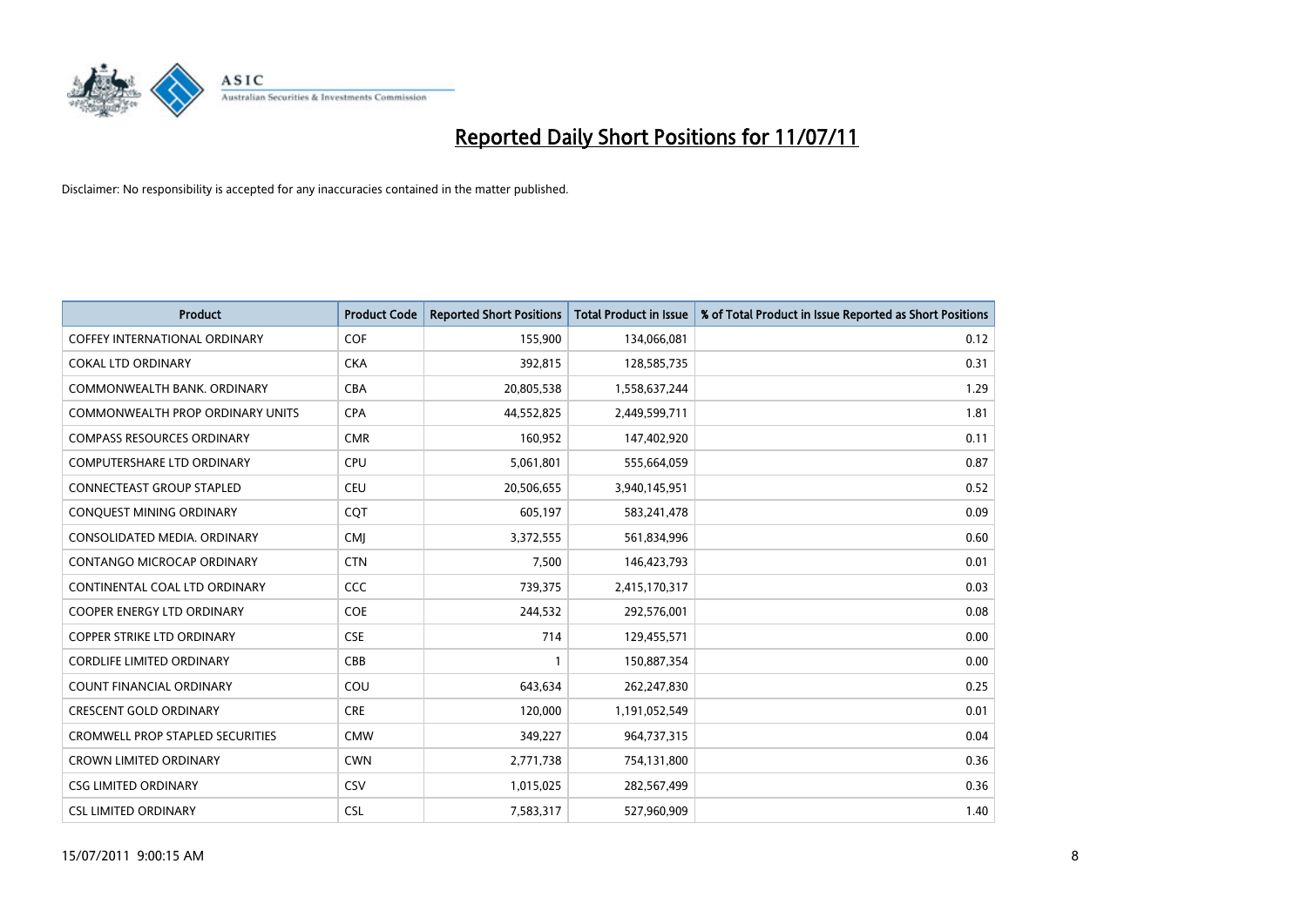# Reported Daily Short Positions for 11/07/11

Disclaimer: No responsibility is accepted for any inaccuracies contained in the matter published.

| Product | Product Code | Reported Short Positions | Total Product in Issue | % of Total Product in Issue Reported as Short Positions |
|---|---|---|---|---|
| COFFEY INTERNATIONAL ORDINARY | COF | 155,900 | 134,066,081 | 0.12 |
| COKAL LTD ORDINARY | CKA | 392,815 | 128,585,735 | 0.31 |
| COMMONWEALTH BANK. ORDINARY | CBA | 20,805,538 | 1,558,637,244 | 1.29 |
| COMMONWEALTH PROP ORDINARY UNITS | CPA | 44,552,825 | 2,449,599,711 | 1.81 |
| COMPASS RESOURCES ORDINARY | CMR | 160,952 | 147,402,920 | 0.11 |
| COMPUTERSHARE LTD ORDINARY | CPU | 5,061,801 | 555,664,059 | 0.87 |
| CONNECTEAST GROUP STAPLED | CEU | 20,506,655 | 3,940,145,951 | 0.52 |
| CONQUEST MINING ORDINARY | CQT | 605,197 | 583,241,478 | 0.09 |
| CONSOLIDATED MEDIA. ORDINARY | CMJ | 3,372,555 | 561,834,996 | 0.60 |
| CONTANGO MICROCAP ORDINARY | CTN | 7,500 | 146,423,793 | 0.01 |
| CONTINENTAL COAL LTD ORDINARY | CCC | 739,375 | 2,415,170,317 | 0.03 |
| COOPER ENERGY LTD ORDINARY | COE | 244,532 | 292,576,001 | 0.08 |
| COPPER STRIKE LTD ORDINARY | CSE | 714 | 129,455,571 | 0.00 |
| CORDLIFE LIMITED ORDINARY | CBB | 1 | 150,887,354 | 0.00 |
| COUNT FINANCIAL ORDINARY | COU | 643,634 | 262,247,830 | 0.25 |
| CRESCENT GOLD ORDINARY | CRE | 120,000 | 1,191,052,549 | 0.01 |
| CROMWELL PROP STAPLED SECURITIES | CMW | 349,227 | 964,737,315 | 0.04 |
| CROWN LIMITED ORDINARY | CWN | 2,771,738 | 754,131,800 | 0.36 |
| CSG LIMITED ORDINARY | CSV | 1,015,025 | 282,567,499 | 0.36 |
| CSL LIMITED ORDINARY | CSL | 7,583,317 | 527,960,909 | 1.40 |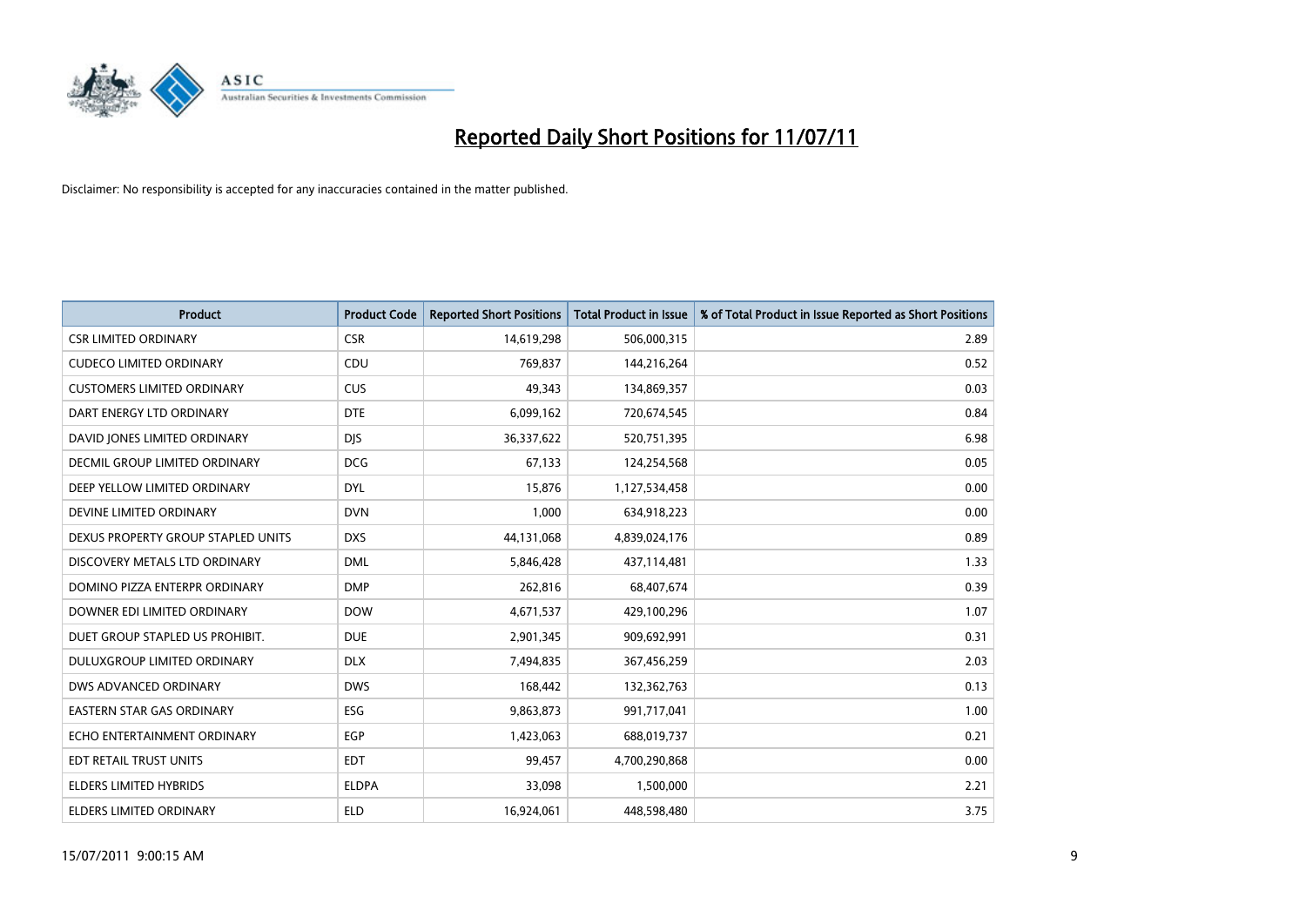# Reported Daily Short Positions for 11/07/11

Disclaimer: No responsibility is accepted for any inaccuracies contained in the matter published.

| Product | Product Code | Reported Short Positions | Total Product in Issue | % of Total Product in Issue Reported as Short Positions |
|---|---|---|---|---|
| CSR LIMITED ORDINARY | CSR | 14,619,298 | 506,000,315 | 2.89 |
| CUDECO LIMITED ORDINARY | CDU | 769,837 | 144,216,264 | 0.52 |
| CUSTOMERS LIMITED ORDINARY | CUS | 49,343 | 134,869,357 | 0.03 |
| DART ENERGY LTD ORDINARY | DTE | 6,099,162 | 720,674,545 | 0.84 |
| DAVID JONES LIMITED ORDINARY | DJS | 36,337,622 | 520,751,395 | 6.98 |
| DECMIL GROUP LIMITED ORDINARY | DCG | 67,133 | 124,254,568 | 0.05 |
| DEEP YELLOW LIMITED ORDINARY | DYL | 15,876 | 1,127,534,458 | 0.00 |
| DEVINE LIMITED ORDINARY | DVN | 1,000 | 634,918,223 | 0.00 |
| DEXUS PROPERTY GROUP STAPLED UNITS | DXS | 44,131,068 | 4,839,024,176 | 0.89 |
| DISCOVERY METALS LTD ORDINARY | DML | 5,846,428 | 437,114,481 | 1.33 |
| DOMINO PIZZA ENTERPR ORDINARY | DMP | 262,816 | 68,407,674 | 0.39 |
| DOWNER EDI LIMITED ORDINARY | DOW | 4,671,537 | 429,100,296 | 1.07 |
| DUET GROUP STAPLED US PROHIBIT. | DUE | 2,901,345 | 909,692,991 | 0.31 |
| DULUXGROUP LIMITED ORDINARY | DLX | 7,494,835 | 367,456,259 | 2.03 |
| DWS ADVANCED ORDINARY | DWS | 168,442 | 132,362,763 | 0.13 |
| EASTERN STAR GAS ORDINARY | ESG | 9,863,873 | 991,717,041 | 1.00 |
| ECHO ENTERTAINMENT ORDINARY | EGP | 1,423,063 | 688,019,737 | 0.21 |
| EDT RETAIL TRUST UNITS | EDT | 99,457 | 4,700,290,868 | 0.00 |
| ELDERS LIMITED HYBRIDS | ELDPA | 33,098 | 1,500,000 | 2.21 |
| ELDERS LIMITED ORDINARY | ELD | 16,924,061 | 448,598,480 | 3.75 |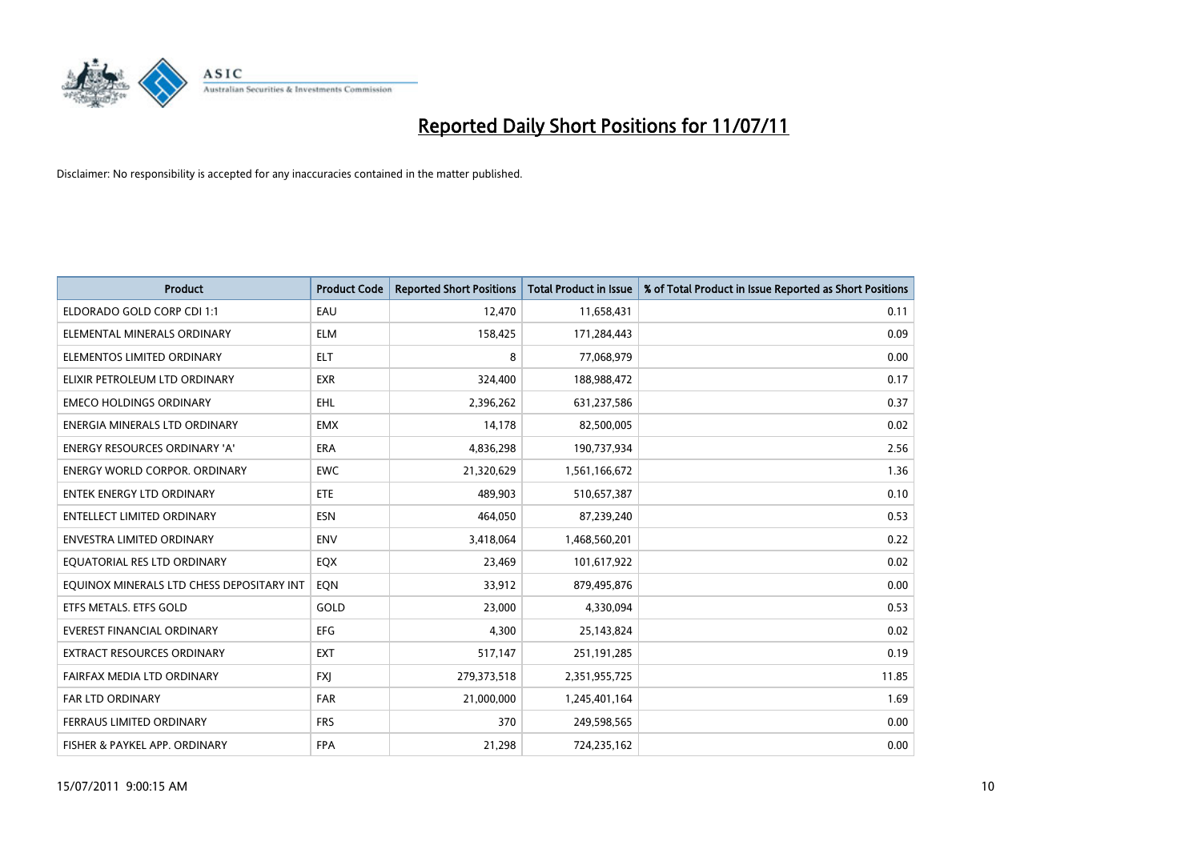# Reported Daily Short Positions for 11/07/11

Disclaimer: No responsibility is accepted for any inaccuracies contained in the matter published.

| Product | Product Code | Reported Short Positions | Total Product in Issue | % of Total Product in Issue Reported as Short Positions |
|---|---|---|---|---|
| ELDORADO GOLD CORP CDI 1:1 | EAU | 12,470 | 11,658,431 | 0.11 |
| ELEMENTAL MINERALS ORDINARY | ELM | 158,425 | 171,284,443 | 0.09 |
| ELEMENTOS LIMITED ORDINARY | ELT | 8 | 77,068,979 | 0.00 |
| ELIXIR PETROLEUM LTD ORDINARY | EXR | 324,400 | 188,988,472 | 0.17 |
| EMECO HOLDINGS ORDINARY | EHL | 2,396,262 | 631,237,586 | 0.37 |
| ENERGIA MINERALS LTD ORDINARY | EMX | 14,178 | 82,500,005 | 0.02 |
| ENERGY RESOURCES ORDINARY 'A' | ERA | 4,836,298 | 190,737,934 | 2.56 |
| ENERGY WORLD CORPOR. ORDINARY | EWC | 21,320,629 | 1,561,166,672 | 1.36 |
| ENTEK ENERGY LTD ORDINARY | ETE | 489,903 | 510,657,387 | 0.10 |
| ENTELLECT LIMITED ORDINARY | ESN | 464,050 | 87,239,240 | 0.53 |
| ENVESTRA LIMITED ORDINARY | ENV | 3,418,064 | 1,468,560,201 | 0.22 |
| EQUATORIAL RES LTD ORDINARY | EQX | 23,469 | 101,617,922 | 0.02 |
| EQUINOX MINERALS LTD CHESS DEPOSITARY INT | EQN | 33,912 | 879,495,876 | 0.00 |
| ETFS METALS. ETFS GOLD | GOLD | 23,000 | 4,330,094 | 0.53 |
| EVEREST FINANCIAL ORDINARY | EFG | 4,300 | 25,143,824 | 0.02 |
| EXTRACT RESOURCES ORDINARY | EXT | 517,147 | 251,191,285 | 0.19 |
| FAIRFAX MEDIA LTD ORDINARY | FXJ | 279,373,518 | 2,351,955,725 | 11.85 |
| FAR LTD ORDINARY | FAR | 21,000,000 | 1,245,401,164 | 1.69 |
| FERRAUS LIMITED ORDINARY | FRS | 370 | 249,598,565 | 0.00 |
| FISHER & PAYKEL APP. ORDINARY | FPA | 21,298 | 724,235,162 | 0.00 |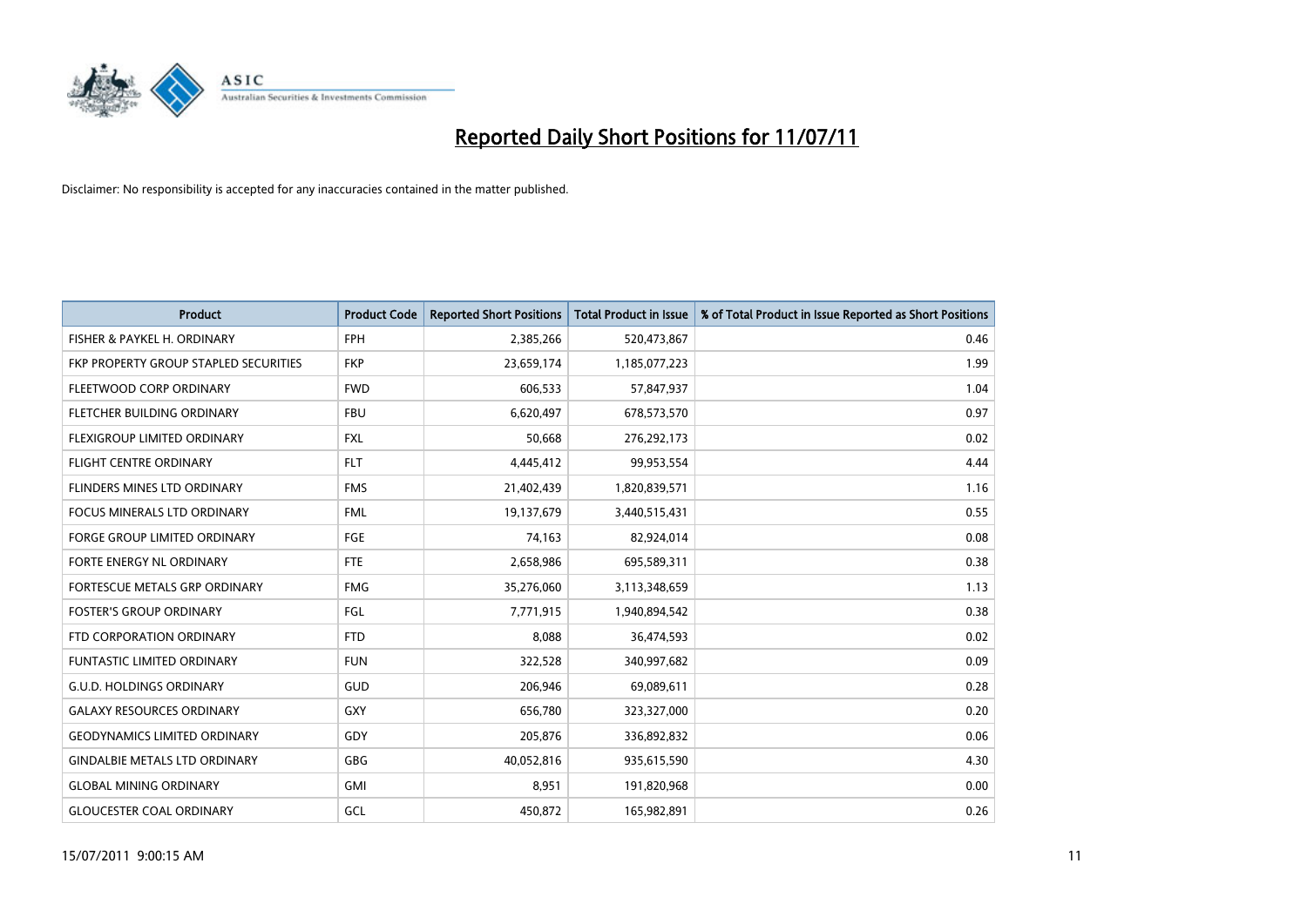# Reported Daily Short Positions for 11/07/11

Disclaimer: No responsibility is accepted for any inaccuracies contained in the matter published.

| Product | Product Code | Reported Short Positions | Total Product in Issue | % of Total Product in Issue Reported as Short Positions |
|---|---|---|---|---|
| FISHER & PAYKEL H. ORDINARY | FPH | 2,385,266 | 520,473,867 | 0.46 |
| FKP PROPERTY GROUP STAPLED SECURITIES | FKP | 23,659,174 | 1,185,077,223 | 1.99 |
| FLEETWOOD CORP ORDINARY | FWD | 606,533 | 57,847,937 | 1.04 |
| FLETCHER BUILDING ORDINARY | FBU | 6,620,497 | 678,573,570 | 0.97 |
| FLEXIGROUP LIMITED ORDINARY | FXL | 50,668 | 276,292,173 | 0.02 |
| FLIGHT CENTRE ORDINARY | FLT | 4,445,412 | 99,953,554 | 4.44 |
| FLINDERS MINES LTD ORDINARY | FMS | 21,402,439 | 1,820,839,571 | 1.16 |
| FOCUS MINERALS LTD ORDINARY | FML | 19,137,679 | 3,440,515,431 | 0.55 |
| FORGE GROUP LIMITED ORDINARY | FGE | 74,163 | 82,924,014 | 0.08 |
| FORTE ENERGY NL ORDINARY | FTE | 2,658,986 | 695,589,311 | 0.38 |
| FORTESCUE METALS GRP ORDINARY | FMG | 35,276,060 | 3,113,348,659 | 1.13 |
| FOSTER'S GROUP ORDINARY | FGL | 7,771,915 | 1,940,894,542 | 0.38 |
| FTD CORPORATION ORDINARY | FTD | 8,088 | 36,474,593 | 0.02 |
| FUNTASTIC LIMITED ORDINARY | FUN | 322,528 | 340,997,682 | 0.09 |
| G.U.D. HOLDINGS ORDINARY | GUD | 206,946 | 69,089,611 | 0.28 |
| GALAXY RESOURCES ORDINARY | GXY | 656,780 | 323,327,000 | 0.20 |
| GEODYNAMICS LIMITED ORDINARY | GDY | 205,876 | 336,892,832 | 0.06 |
| GINDALBIE METALS LTD ORDINARY | GBG | 40,052,816 | 935,615,590 | 4.30 |
| GLOBAL MINING ORDINARY | GMI | 8,951 | 191,820,968 | 0.00 |
| GLOUCESTER COAL ORDINARY | GCL | 450,872 | 165,982,891 | 0.26 |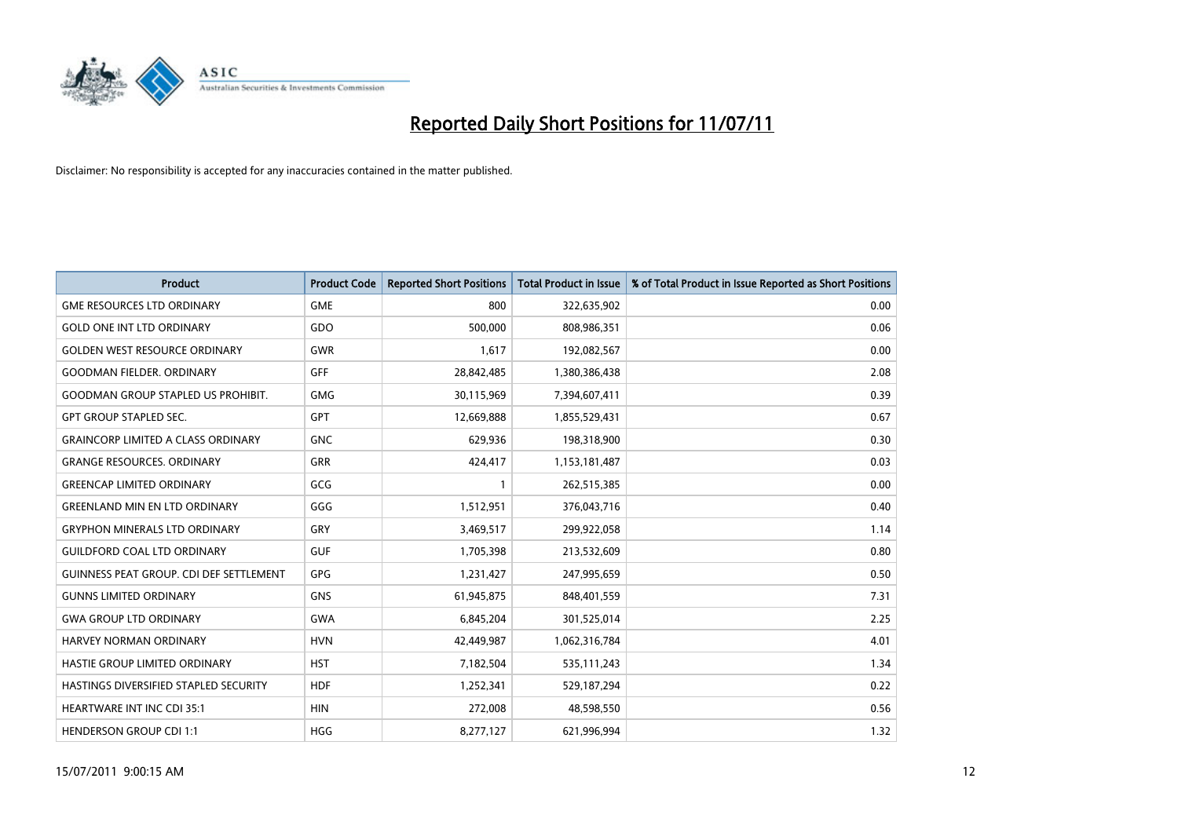# Reported Daily Short Positions for 11/07/11

Disclaimer: No responsibility is accepted for any inaccuracies contained in the matter published.

| Product | Product Code | Reported Short Positions | Total Product in Issue | % of Total Product in Issue Reported as Short Positions |
|---|---|---|---|---|
| GME RESOURCES LTD ORDINARY | GME | 800 | 322,635,902 | 0.00 |
| GOLD ONE INT LTD ORDINARY | GDO | 500,000 | 808,986,351 | 0.06 |
| GOLDEN WEST RESOURCE ORDINARY | GWR | 1,617 | 192,082,567 | 0.00 |
| GOODMAN FIELDER. ORDINARY | GFF | 28,842,485 | 1,380,386,438 | 2.08 |
| GOODMAN GROUP STAPLED US PROHIBIT. | GMG | 30,115,969 | 7,394,607,411 | 0.39 |
| GPT GROUP STAPLED SEC. | GPT | 12,669,888 | 1,855,529,431 | 0.67 |
| GRAINCORP LIMITED A CLASS ORDINARY | GNC | 629,936 | 198,318,900 | 0.30 |
| GRANGE RESOURCES. ORDINARY | GRR | 424,417 | 1,153,181,487 | 0.03 |
| GREENCAP LIMITED ORDINARY | GCG | 1 | 262,515,385 | 0.00 |
| GREENLAND MIN EN LTD ORDINARY | GGG | 1,512,951 | 376,043,716 | 0.40 |
| GRYPHON MINERALS LTD ORDINARY | GRY | 3,469,517 | 299,922,058 | 1.14 |
| GUILDFORD COAL LTD ORDINARY | GUF | 1,705,398 | 213,532,609 | 0.80 |
| GUINNESS PEAT GROUP. CDI DEF SETTLEMENT | GPG | 1,231,427 | 247,995,659 | 0.50 |
| GUNNS LIMITED ORDINARY | GNS | 61,945,875 | 848,401,559 | 7.31 |
| GWA GROUP LTD ORDINARY | GWA | 6,845,204 | 301,525,014 | 2.25 |
| HARVEY NORMAN ORDINARY | HVN | 42,449,987 | 1,062,316,784 | 4.01 |
| HASTIE GROUP LIMITED ORDINARY | HST | 7,182,504 | 535,111,243 | 1.34 |
| HASTINGS DIVERSIFIED STAPLED SECURITY | HDF | 1,252,341 | 529,187,294 | 0.22 |
| HEARTWARE INT INC CDI 35:1 | HIN | 272,008 | 48,598,550 | 0.56 |
| HENDERSON GROUP CDI 1:1 | HGG | 8,277,127 | 621,996,994 | 1.32 |

15/07/2011 9:00:15 AM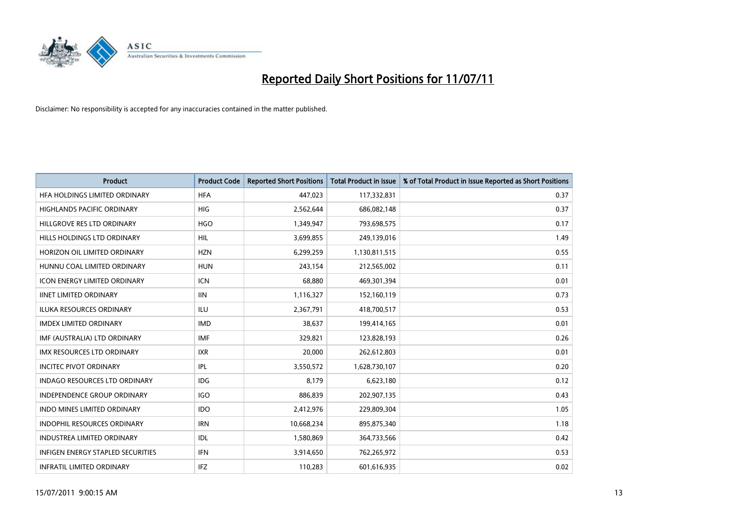# Reported Daily Short Positions for 11/07/11

Disclaimer: No responsibility is accepted for any inaccuracies contained in the matter published.

| Product | Product Code | Reported Short Positions | Total Product in Issue | % of Total Product in Issue Reported as Short Positions |
|---|---|---|---|---|
| HFA HOLDINGS LIMITED ORDINARY | HFA | 447,023 | 117,332,831 | 0.37 |
| HIGHLANDS PACIFIC ORDINARY | HIG | 2,562,644 | 686,082,148 | 0.37 |
| HILLGROVE RES LTD ORDINARY | HGO | 1,349,947 | 793,698,575 | 0.17 |
| HILLS HOLDINGS LTD ORDINARY | HIL | 3,699,855 | 249,139,016 | 1.49 |
| HORIZON OIL LIMITED ORDINARY | HZN | 6,299,259 | 1,130,811,515 | 0.55 |
| HUNNU COAL LIMITED ORDINARY | HUN | 243,154 | 212,565,002 | 0.11 |
| ICON ENERGY LIMITED ORDINARY | ICN | 68,880 | 469,301,394 | 0.01 |
| IINET LIMITED ORDINARY | IIN | 1,116,327 | 152,160,119 | 0.73 |
| ILUKA RESOURCES ORDINARY | ILU | 2,367,791 | 418,700,517 | 0.53 |
| IMDEX LIMITED ORDINARY | IMD | 38,637 | 199,414,165 | 0.01 |
| IMF (AUSTRALIA) LTD ORDINARY | IMF | 329,821 | 123,828,193 | 0.26 |
| IMX RESOURCES LTD ORDINARY | IXR | 20,000 | 262,612,803 | 0.01 |
| INCITEC PIVOT ORDINARY | IPL | 3,550,572 | 1,628,730,107 | 0.20 |
| INDAGO RESOURCES LTD ORDINARY | IDG | 8,179 | 6,623,180 | 0.12 |
| INDEPENDENCE GROUP ORDINARY | IGO | 886,839 | 202,907,135 | 0.43 |
| INDO MINES LIMITED ORDINARY | IDO | 2,412,976 | 229,809,304 | 1.05 |
| INDOPHIL RESOURCES ORDINARY | IRN | 10,668,234 | 895,875,340 | 1.18 |
| INDUSTREA LIMITED ORDINARY | IDL | 1,580,869 | 364,733,566 | 0.42 |
| INFIGEN ENERGY STAPLED SECURITIES | IFN | 3,914,650 | 762,265,972 | 0.53 |
| INFRATIL LIMITED ORDINARY | IFZ | 110,283 | 601,616,935 | 0.02 |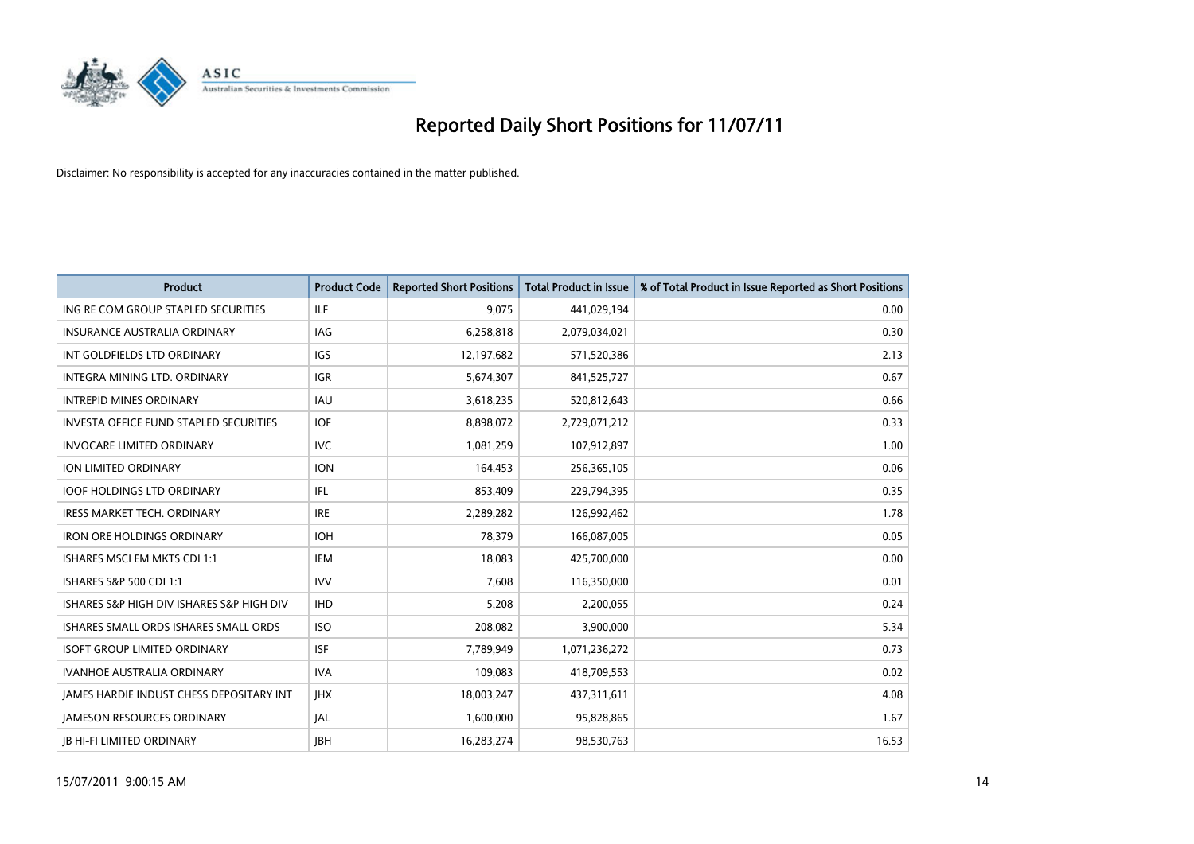# Reported Daily Short Positions for 11/07/11

Disclaimer: No responsibility is accepted for any inaccuracies contained in the matter published.

| Product | Product Code | Reported Short Positions | Total Product in Issue | % of Total Product in Issue Reported as Short Positions |
|---|---|---|---|---|
| ING RE COM GROUP STAPLED SECURITIES | ILF | 9,075 | 441,029,194 | 0.00 |
| INSURANCE AUSTRALIA ORDINARY | IAG | 6,258,818 | 2,079,034,021 | 0.30 |
| INT GOLDFIELDS LTD ORDINARY | IGS | 12,197,682 | 571,520,386 | 2.13 |
| INTEGRA MINING LTD. ORDINARY | IGR | 5,674,307 | 841,525,727 | 0.67 |
| INTREPID MINES ORDINARY | IAU | 3,618,235 | 520,812,643 | 0.66 |
| INVESTA OFFICE FUND STAPLED SECURITIES | IOF | 8,898,072 | 2,729,071,212 | 0.33 |
| INVOCARE LIMITED ORDINARY | IVC | 1,081,259 | 107,912,897 | 1.00 |
| ION LIMITED ORDINARY | ION | 164,453 | 256,365,105 | 0.06 |
| IOOF HOLDINGS LTD ORDINARY | IFL | 853,409 | 229,794,395 | 0.35 |
| IRESS MARKET TECH. ORDINARY | IRE | 2,289,282 | 126,992,462 | 1.78 |
| IRON ORE HOLDINGS ORDINARY | IOH | 78,379 | 166,087,005 | 0.05 |
| ISHARES MSCI EM MKTS CDI 1:1 | IEM | 18,083 | 425,700,000 | 0.00 |
| ISHARES S&P 500 CDI 1:1 | IVV | 7,608 | 116,350,000 | 0.01 |
| ISHARES S&P HIGH DIV ISHARES S&P HIGH DIV | IHD | 5,208 | 2,200,055 | 0.24 |
| ISHARES SMALL ORDS ISHARES SMALL ORDS | ISO | 208,082 | 3,900,000 | 5.34 |
| ISOFT GROUP LIMITED ORDINARY | ISF | 7,789,949 | 1,071,236,272 | 0.73 |
| IVANHOE AUSTRALIA ORDINARY | IVA | 109,083 | 418,709,553 | 0.02 |
| JAMES HARDIE INDUST CHESS DEPOSITARY INT | JHX | 18,003,247 | 437,311,611 | 4.08 |
| JAMESON RESOURCES ORDINARY | JAL | 1,600,000 | 95,828,865 | 1.67 |
| JB HI-FI LIMITED ORDINARY | JBH | 16,283,274 | 98,530,763 | 16.53 |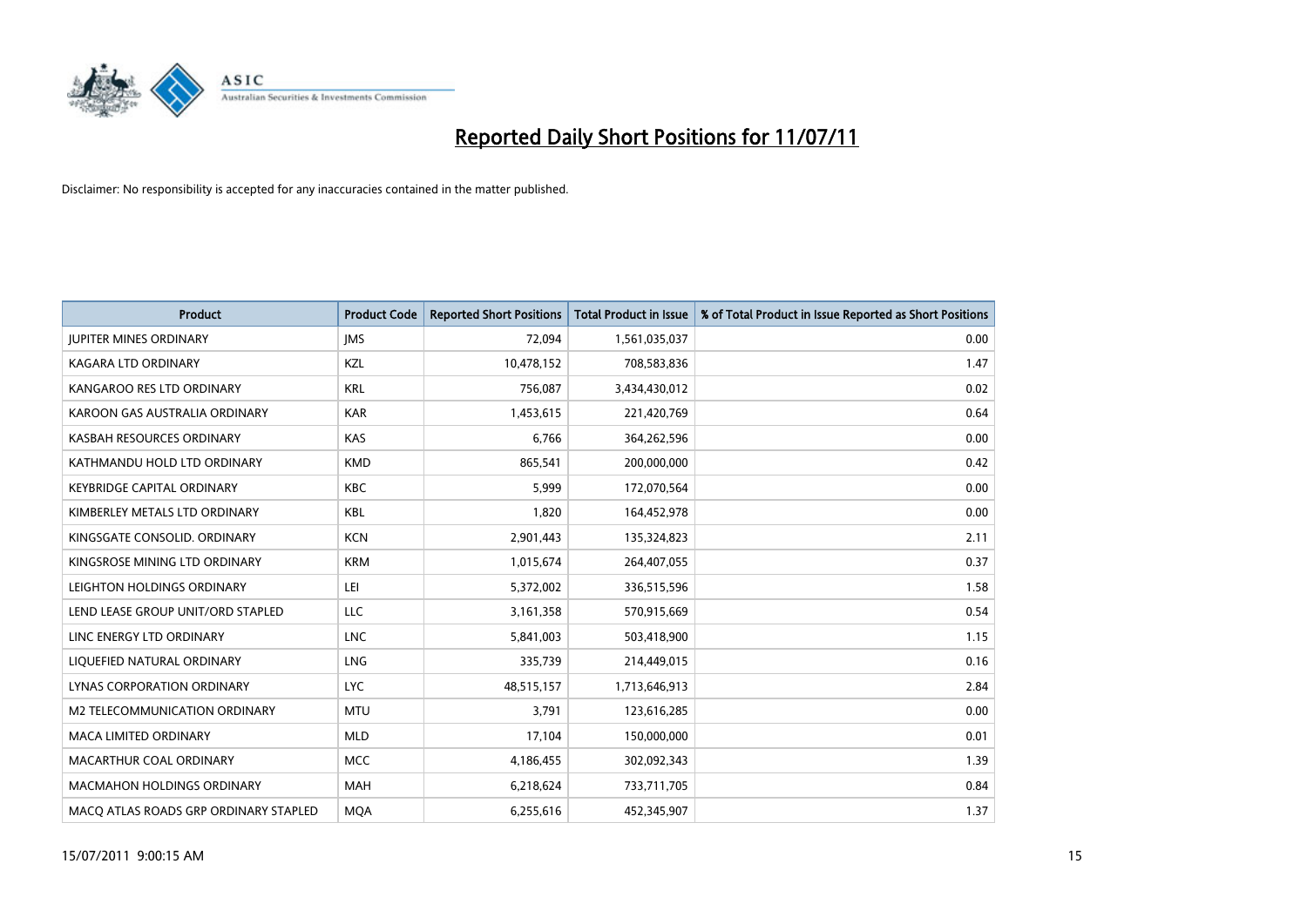# Reported Daily Short Positions for 11/07/11

Disclaimer: No responsibility is accepted for any inaccuracies contained in the matter published.

| Product | Product Code | Reported Short Positions | Total Product in Issue | % of Total Product in Issue Reported as Short Positions |
|---|---|---|---|---|
| JUPITER MINES ORDINARY | JMS | 72,094 | 1,561,035,037 | 0.00 |
| KAGARA LTD ORDINARY | KZL | 10,478,152 | 708,583,836 | 1.47 |
| KANGAROO RES LTD ORDINARY | KRL | 756,087 | 3,434,430,012 | 0.02 |
| KAROON GAS AUSTRALIA ORDINARY | KAR | 1,453,615 | 221,420,769 | 0.64 |
| KASBAH RESOURCES ORDINARY | KAS | 6,766 | 364,262,596 | 0.00 |
| KATHMANDU HOLD LTD ORDINARY | KMD | 865,541 | 200,000,000 | 0.42 |
| KEYBRIDGE CAPITAL ORDINARY | KBC | 5,999 | 172,070,564 | 0.00 |
| KIMBERLEY METALS LTD ORDINARY | KBL | 1,820 | 164,452,978 | 0.00 |
| KINGSGATE CONSOLID. ORDINARY | KCN | 2,901,443 | 135,324,823 | 2.11 |
| KINGSROSE MINING LTD ORDINARY | KRM | 1,015,674 | 264,407,055 | 0.37 |
| LEIGHTON HOLDINGS ORDINARY | LEI | 5,372,002 | 336,515,596 | 1.58 |
| LEND LEASE GROUP UNIT/ORD STAPLED | LLC | 3,161,358 | 570,915,669 | 0.54 |
| LINC ENERGY LTD ORDINARY | LNC | 5,841,003 | 503,418,900 | 1.15 |
| LIQUEFIED NATURAL ORDINARY | LNG | 335,739 | 214,449,015 | 0.16 |
| LYNAS CORPORATION ORDINARY | LYC | 48,515,157 | 1,713,646,913 | 2.84 |
| M2 TELECOMMUNICATION ORDINARY | MTU | 3,791 | 123,616,285 | 0.00 |
| MACA LIMITED ORDINARY | MLD | 17,104 | 150,000,000 | 0.01 |
| MACARTHUR COAL ORDINARY | MCC | 4,186,455 | 302,092,343 | 1.39 |
| MACMAHON HOLDINGS ORDINARY | MAH | 6,218,624 | 733,711,705 | 0.84 |
| MACQ ATLAS ROADS GRP ORDINARY STAPLED | MQA | 6,255,616 | 452,345,907 | 1.37 |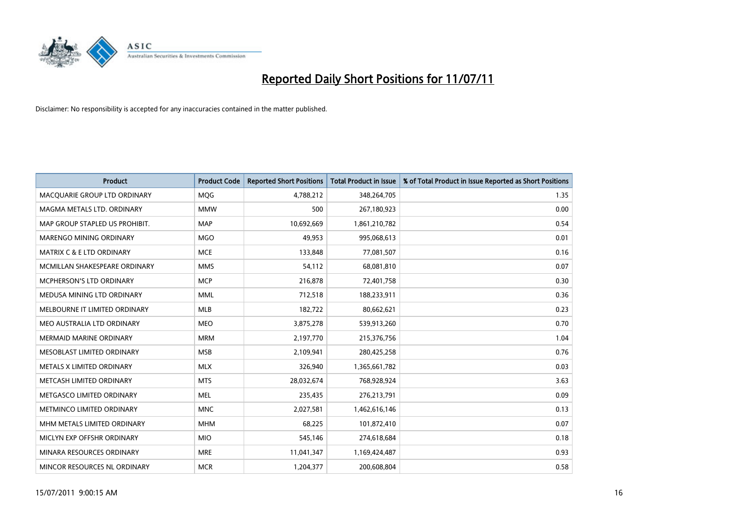# Reported Daily Short Positions for 11/07/11

Disclaimer: No responsibility is accepted for any inaccuracies contained in the matter published.

| Product | Product Code | Reported Short Positions | Total Product in Issue | % of Total Product in Issue Reported as Short Positions |
|---|---|---|---|---|
| MACQUARIE GROUP LTD ORDINARY | MQG | 4,788,212 | 348,264,705 | 1.35 |
| MAGMA METALS LTD. ORDINARY | MMW | 500 | 267,180,923 | 0.00 |
| MAP GROUP STAPLED US PROHIBIT. | MAP | 10,692,669 | 1,861,210,782 | 0.54 |
| MARENGO MINING ORDINARY | MGO | 49,953 | 995,068,613 | 0.01 |
| MATRIX C & E LTD ORDINARY | MCE | 133,848 | 77,081,507 | 0.16 |
| MCMILLAN SHAKESPEARE ORDINARY | MMS | 54,112 | 68,081,810 | 0.07 |
| MCPHERSON'S LTD ORDINARY | MCP | 216,878 | 72,401,758 | 0.30 |
| MEDUSA MINING LTD ORDINARY | MML | 712,518 | 188,233,911 | 0.36 |
| MELBOURNE IT LIMITED ORDINARY | MLB | 182,722 | 80,662,621 | 0.23 |
| MEO AUSTRALIA LTD ORDINARY | MEO | 3,875,278 | 539,913,260 | 0.70 |
| MERMAID MARINE ORDINARY | MRM | 2,197,770 | 215,376,756 | 1.04 |
| MESOBLAST LIMITED ORDINARY | MSB | 2,109,941 | 280,425,258 | 0.76 |
| METALS X LIMITED ORDINARY | MLX | 326,940 | 1,365,661,782 | 0.03 |
| METCASH LIMITED ORDINARY | MTS | 28,032,674 | 768,928,924 | 3.63 |
| METGASCO LIMITED ORDINARY | MEL | 235,435 | 276,213,791 | 0.09 |
| METMINCO LIMITED ORDINARY | MNC | 2,027,581 | 1,462,616,146 | 0.13 |
| MHM METALS LIMITED ORDINARY | MHM | 68,225 | 101,872,410 | 0.07 |
| MICLYN EXP OFFSHR ORDINARY | MIO | 545,146 | 274,618,684 | 0.18 |
| MINARA RESOURCES ORDINARY | MRE | 11,041,347 | 1,169,424,487 | 0.93 |
| MINCOR RESOURCES NL ORDINARY | MCR | 1,204,377 | 200,608,804 | 0.58 |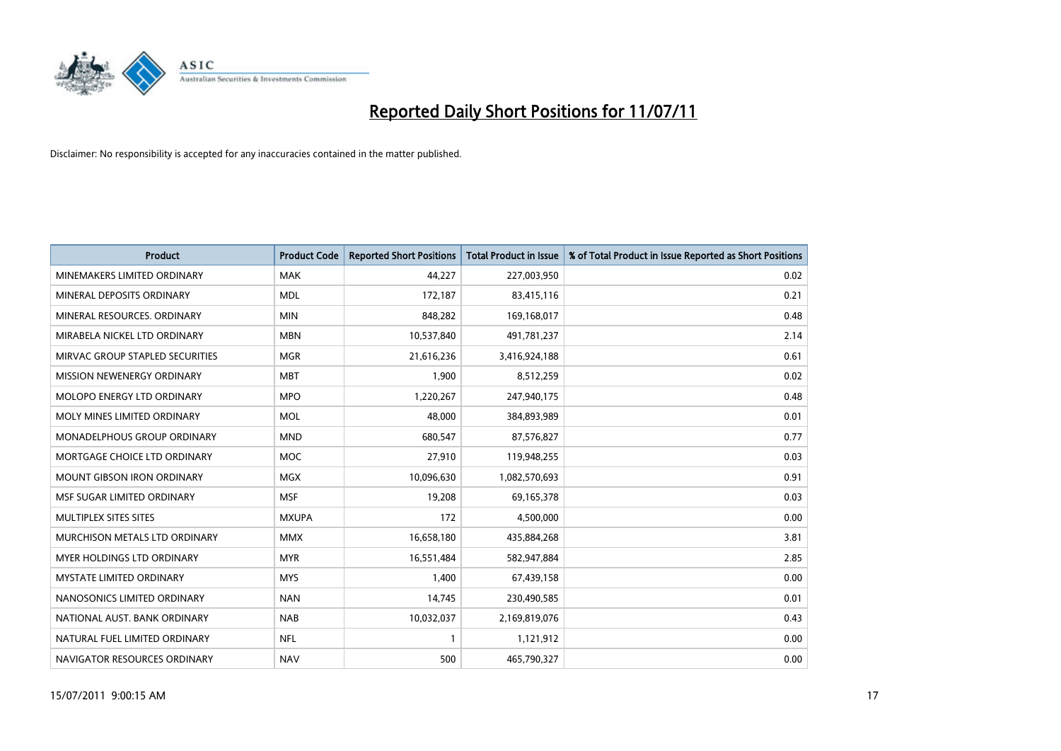# Reported Daily Short Positions for 11/07/11

Disclaimer: No responsibility is accepted for any inaccuracies contained in the matter published.

| Product | Product Code | Reported Short Positions | Total Product in Issue | % of Total Product in Issue Reported as Short Positions |
| --- | --- | --- | --- | --- |
| MINEMAKERS LIMITED ORDINARY | MAK | 44,227 | 227,003,950 | 0.02 |
| MINERAL DEPOSITS ORDINARY | MDL | 172,187 | 83,415,116 | 0.21 |
| MINERAL RESOURCES. ORDINARY | MIN | 848,282 | 169,168,017 | 0.48 |
| MIRABELA NICKEL LTD ORDINARY | MBN | 10,537,840 | 491,781,237 | 2.14 |
| MIRVAC GROUP STAPLED SECURITIES | MGR | 21,616,236 | 3,416,924,188 | 0.61 |
| MISSION NEWENERGY ORDINARY | MBT | 1,900 | 8,512,259 | 0.02 |
| MOLOPO ENERGY LTD ORDINARY | MPO | 1,220,267 | 247,940,175 | 0.48 |
| MOLY MINES LIMITED ORDINARY | MOL | 48,000 | 384,893,989 | 0.01 |
| MONADELPHOUS GROUP ORDINARY | MND | 680,547 | 87,576,827 | 0.77 |
| MORTGAGE CHOICE LTD ORDINARY | MOC | 27,910 | 119,948,255 | 0.03 |
| MOUNT GIBSON IRON ORDINARY | MGX | 10,096,630 | 1,082,570,693 | 0.91 |
| MSF SUGAR LIMITED ORDINARY | MSF | 19,208 | 69,165,378 | 0.03 |
| MULTIPLEX SITES SITES | MXUPA | 172 | 4,500,000 | 0.00 |
| MURCHISON METALS LTD ORDINARY | MMX | 16,658,180 | 435,884,268 | 3.81 |
| MYER HOLDINGS LTD ORDINARY | MYR | 16,551,484 | 582,947,884 | 2.85 |
| MYSTATE LIMITED ORDINARY | MYS | 1,400 | 67,439,158 | 0.00 |
| NANOSONICS LIMITED ORDINARY | NAN | 14,745 | 230,490,585 | 0.01 |
| NATIONAL AUST. BANK ORDINARY | NAB | 10,032,037 | 2,169,819,076 | 0.43 |
| NATURAL FUEL LIMITED ORDINARY | NFL | 1 | 1,121,912 | 0.00 |
| NAVIGATOR RESOURCES ORDINARY | NAV | 500 | 465,790,327 | 0.00 |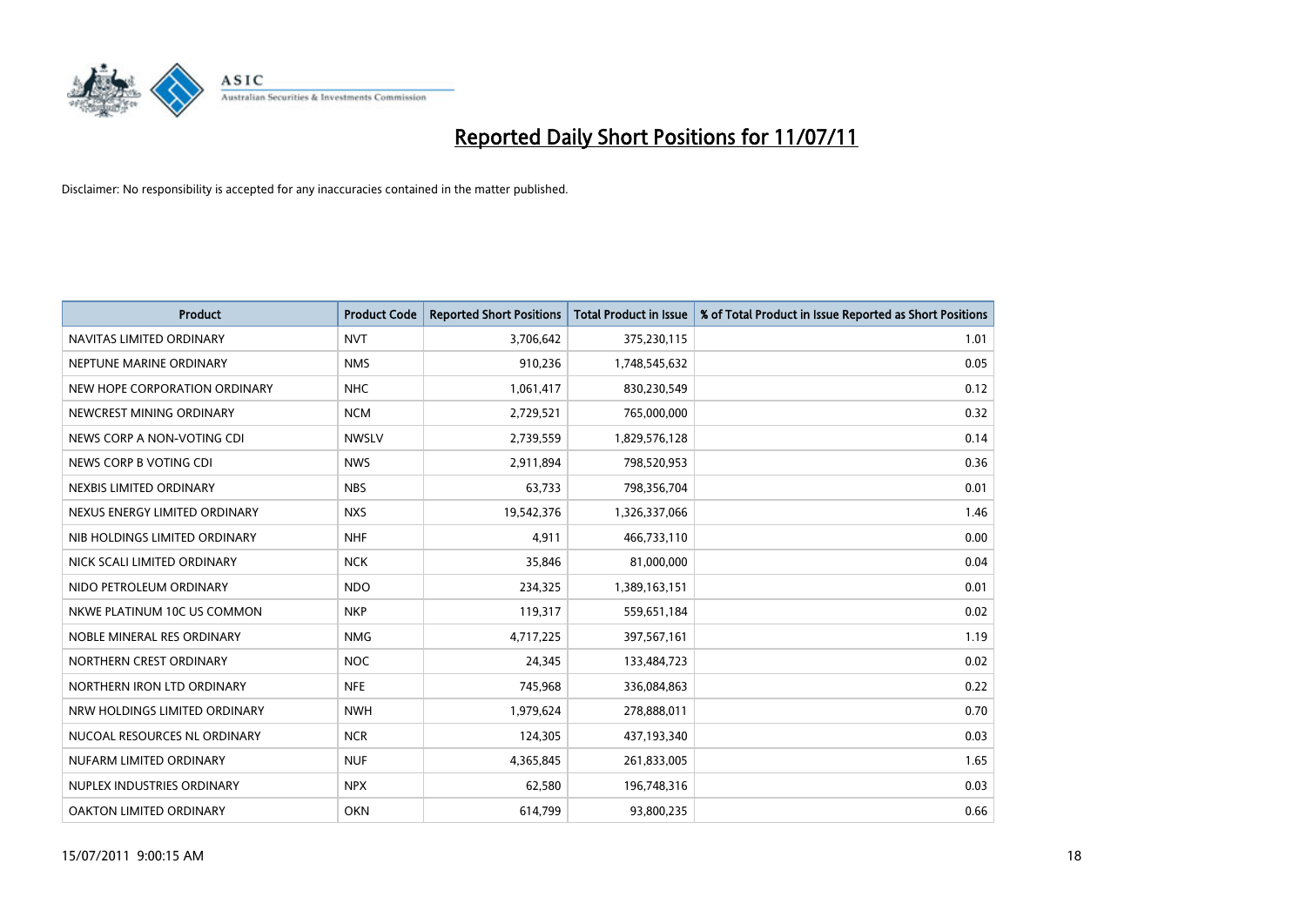# Reported Daily Short Positions for 11/07/11

Disclaimer: No responsibility is accepted for any inaccuracies contained in the matter published.

| Product | Product Code | Reported Short Positions | Total Product in Issue | % of Total Product in Issue Reported as Short Positions |
|---|---|---|---|---|
| NAVITAS LIMITED ORDINARY | NVT | 3,706,642 | 375,230,115 | 1.01 |
| NEPTUNE MARINE ORDINARY | NMS | 910,236 | 1,748,545,632 | 0.05 |
| NEW HOPE CORPORATION ORDINARY | NHC | 1,061,417 | 830,230,549 | 0.12 |
| NEWCREST MINING ORDINARY | NCM | 2,729,521 | 765,000,000 | 0.32 |
| NEWS CORP A NON-VOTING CDI | NWSLV | 2,739,559 | 1,829,576,128 | 0.14 |
| NEWS CORP B VOTING CDI | NWS | 2,911,894 | 798,520,953 | 0.36 |
| NEXBIS LIMITED ORDINARY | NBS | 63,733 | 798,356,704 | 0.01 |
| NEXUS ENERGY LIMITED ORDINARY | NXS | 19,542,376 | 1,326,337,066 | 1.46 |
| NIB HOLDINGS LIMITED ORDINARY | NHF | 4,911 | 466,733,110 | 0.00 |
| NICK SCALI LIMITED ORDINARY | NCK | 35,846 | 81,000,000 | 0.04 |
| NIDO PETROLEUM ORDINARY | NDO | 234,325 | 1,389,163,151 | 0.01 |
| NKWE PLATINUM 10C US COMMON | NKP | 119,317 | 559,651,184 | 0.02 |
| NOBLE MINERAL RES ORDINARY | NMG | 4,717,225 | 397,567,161 | 1.19 |
| NORTHERN CREST ORDINARY | NOC | 24,345 | 133,484,723 | 0.02 |
| NORTHERN IRON LTD ORDINARY | NFE | 745,968 | 336,084,863 | 0.22 |
| NRW HOLDINGS LIMITED ORDINARY | NWH | 1,979,624 | 278,888,011 | 0.70 |
| NUCOAL RESOURCES NL ORDINARY | NCR | 124,305 | 437,193,340 | 0.03 |
| NUFARM LIMITED ORDINARY | NUF | 4,365,845 | 261,833,005 | 1.65 |
| NUPLEX INDUSTRIES ORDINARY | NPX | 62,580 | 196,748,316 | 0.03 |
| OAKTON LIMITED ORDINARY | OKN | 614,799 | 93,800,235 | 0.66 |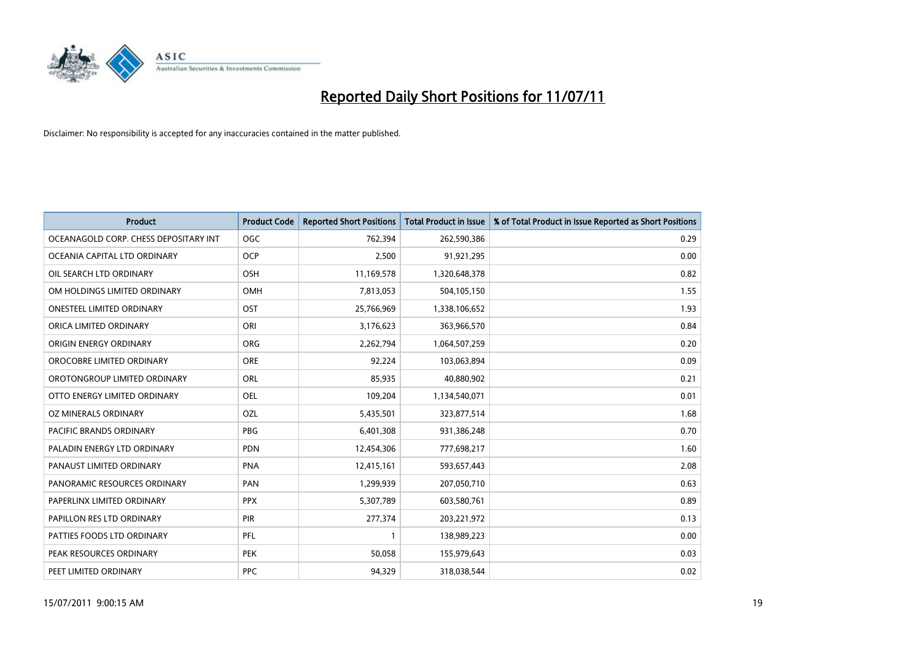# Reported Daily Short Positions for 11/07/11

Disclaimer: No responsibility is accepted for any inaccuracies contained in the matter published.

| Product | Product Code | Reported Short Positions | Total Product in Issue | % of Total Product in Issue Reported as Short Positions |
|---|---|---|---|---|
| OCEANAGOLD CORP. CHESS DEPOSITARY INT | OGC | 762,394 | 262,590,386 | 0.29 |
| OCEANIA CAPITAL LTD ORDINARY | OCP | 2,500 | 91,921,295 | 0.00 |
| OIL SEARCH LTD ORDINARY | OSH | 11,169,578 | 1,320,648,378 | 0.82 |
| OM HOLDINGS LIMITED ORDINARY | OMH | 7,813,053 | 504,105,150 | 1.55 |
| ONESTEEL LIMITED ORDINARY | OST | 25,766,969 | 1,338,106,652 | 1.93 |
| ORICA LIMITED ORDINARY | ORI | 3,176,623 | 363,966,570 | 0.84 |
| ORIGIN ENERGY ORDINARY | ORG | 2,262,794 | 1,064,507,259 | 0.20 |
| OROCOBRE LIMITED ORDINARY | ORE | 92,224 | 103,063,894 | 0.09 |
| OROTONGROUP LIMITED ORDINARY | ORL | 85,935 | 40,880,902 | 0.21 |
| OTTO ENERGY LIMITED ORDINARY | OEL | 109,204 | 1,134,540,071 | 0.01 |
| OZ MINERALS ORDINARY | OZL | 5,435,501 | 323,877,514 | 1.68 |
| PACIFIC BRANDS ORDINARY | PBG | 6,401,308 | 931,386,248 | 0.70 |
| PALADIN ENERGY LTD ORDINARY | PDN | 12,454,306 | 777,698,217 | 1.60 |
| PANAUST LIMITED ORDINARY | PNA | 12,415,161 | 593,657,443 | 2.08 |
| PANORAMIC RESOURCES ORDINARY | PAN | 1,299,939 | 207,050,710 | 0.63 |
| PAPERLINX LIMITED ORDINARY | PPX | 5,307,789 | 603,580,761 | 0.89 |
| PAPILLON RES LTD ORDINARY | PIR | 277,374 | 203,221,972 | 0.13 |
| PATTIES FOODS LTD ORDINARY | PFL | 1 | 138,989,223 | 0.00 |
| PEAK RESOURCES ORDINARY | PEK | 50,058 | 155,979,643 | 0.03 |
| PEET LIMITED ORDINARY | PPC | 94,329 | 318,038,544 | 0.02 |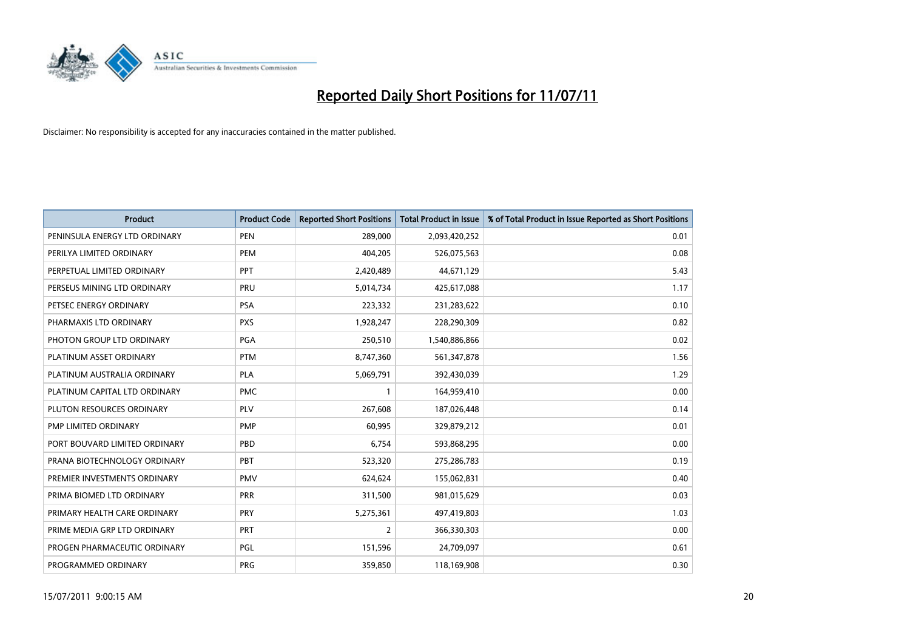# Reported Daily Short Positions for 11/07/11

Disclaimer: No responsibility is accepted for any inaccuracies contained in the matter published.

| Product | Product Code | Reported Short Positions | Total Product in Issue | % of Total Product in Issue Reported as Short Positions |
|---|---|---|---|---|
| PENINSULA ENERGY LTD ORDINARY | PEN | 289,000 | 2,093,420,252 | 0.01 |
| PERILYA LIMITED ORDINARY | PEM | 404,205 | 526,075,563 | 0.08 |
| PERPETUAL LIMITED ORDINARY | PPT | 2,420,489 | 44,671,129 | 5.43 |
| PERSEUS MINING LTD ORDINARY | PRU | 5,014,734 | 425,617,088 | 1.17 |
| PETSEC ENERGY ORDINARY | PSA | 223,332 | 231,283,622 | 0.10 |
| PHARMAXIS LTD ORDINARY | PXS | 1,928,247 | 228,290,309 | 0.82 |
| PHOTON GROUP LTD ORDINARY | PGA | 250,510 | 1,540,886,866 | 0.02 |
| PLATINUM ASSET ORDINARY | PTM | 8,747,360 | 561,347,878 | 1.56 |
| PLATINUM AUSTRALIA ORDINARY | PLA | 5,069,791 | 392,430,039 | 1.29 |
| PLATINUM CAPITAL LTD ORDINARY | PMC | 1 | 164,959,410 | 0.00 |
| PLUTON RESOURCES ORDINARY | PLV | 267,608 | 187,026,448 | 0.14 |
| PMP LIMITED ORDINARY | PMP | 60,995 | 329,879,212 | 0.01 |
| PORT BOUVARD LIMITED ORDINARY | PBD | 6,754 | 593,868,295 | 0.00 |
| PRANA BIOTECHNOLOGY ORDINARY | PBT | 523,320 | 275,286,783 | 0.19 |
| PREMIER INVESTMENTS ORDINARY | PMV | 624,624 | 155,062,831 | 0.40 |
| PRIMA BIOMED LTD ORDINARY | PRR | 311,500 | 981,015,629 | 0.03 |
| PRIMARY HEALTH CARE ORDINARY | PRY | 5,275,361 | 497,419,803 | 1.03 |
| PRIME MEDIA GRP LTD ORDINARY | PRT | 2 | 366,330,303 | 0.00 |
| PROGEN PHARMACEUTIC ORDINARY | PGL | 151,596 | 24,709,097 | 0.61 |
| PROGRAMMED ORDINARY | PRG | 359,850 | 118,169,908 | 0.30 |

15/07/2011 9:00:15 AM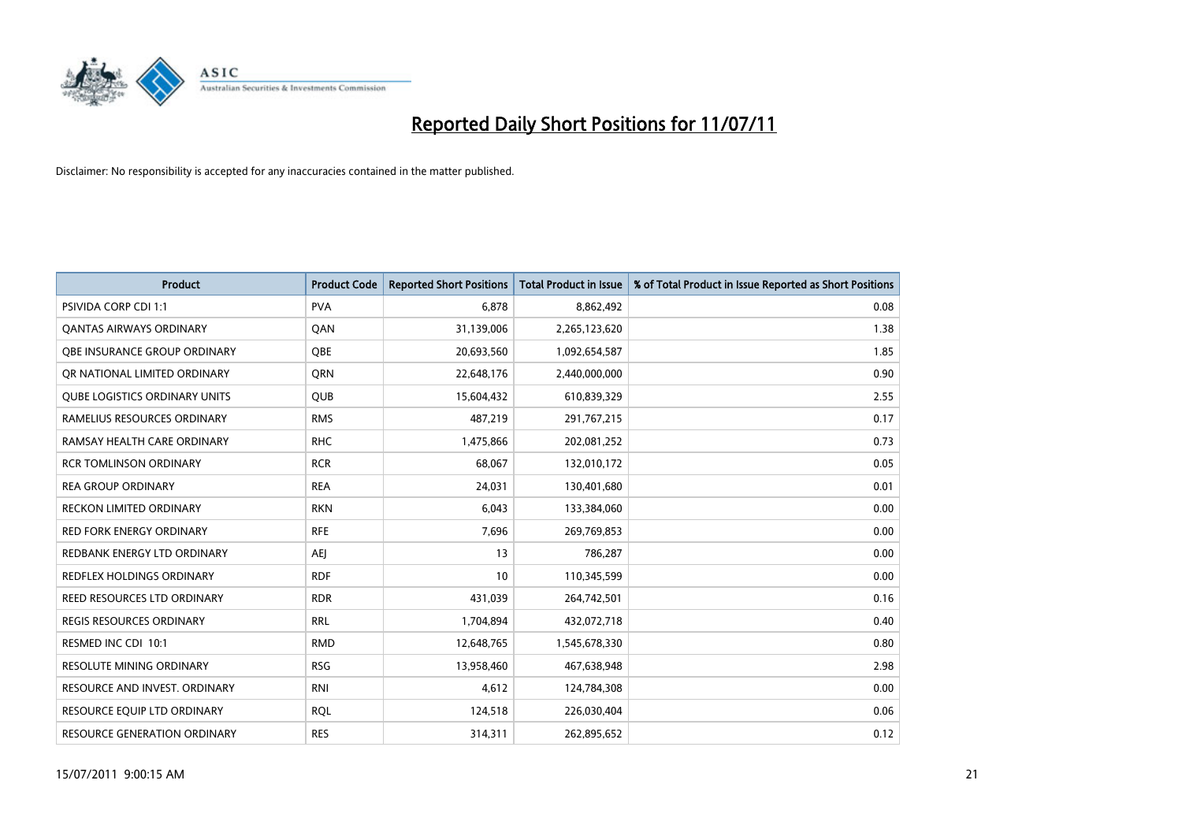# Reported Daily Short Positions for 11/07/11

Disclaimer: No responsibility is accepted for any inaccuracies contained in the matter published.

| Product | Product Code | Reported Short Positions | Total Product in Issue | % of Total Product in Issue Reported as Short Positions |
|---|---|---|---|---|
| PSIVIDA CORP CDI 1:1 | PVA | 6,878 | 8,862,492 | 0.08 |
| QANTAS AIRWAYS ORDINARY | QAN | 31,139,006 | 2,265,123,620 | 1.38 |
| QBE INSURANCE GROUP ORDINARY | QBE | 20,693,560 | 1,092,654,587 | 1.85 |
| QR NATIONAL LIMITED ORDINARY | QRN | 22,648,176 | 2,440,000,000 | 0.90 |
| QUBE LOGISTICS ORDINARY UNITS | QUB | 15,604,432 | 610,839,329 | 2.55 |
| RAMELIUS RESOURCES ORDINARY | RMS | 487,219 | 291,767,215 | 0.17 |
| RAMSAY HEALTH CARE ORDINARY | RHC | 1,475,866 | 202,081,252 | 0.73 |
| RCR TOMLINSON ORDINARY | RCR | 68,067 | 132,010,172 | 0.05 |
| REA GROUP ORDINARY | REA | 24,031 | 130,401,680 | 0.01 |
| RECKON LIMITED ORDINARY | RKN | 6,043 | 133,384,060 | 0.00 |
| RED FORK ENERGY ORDINARY | RFE | 7,696 | 269,769,853 | 0.00 |
| REDBANK ENERGY LTD ORDINARY | AEJ | 13 | 786,287 | 0.00 |
| REDFLEX HOLDINGS ORDINARY | RDF | 10 | 110,345,599 | 0.00 |
| REED RESOURCES LTD ORDINARY | RDR | 431,039 | 264,742,501 | 0.16 |
| REGIS RESOURCES ORDINARY | RRL | 1,704,894 | 432,072,718 | 0.40 |
| RESMED INC CDI 10:1 | RMD | 12,648,765 | 1,545,678,330 | 0.80 |
| RESOLUTE MINING ORDINARY | RSG | 13,958,460 | 467,638,948 | 2.98 |
| RESOURCE AND INVEST. ORDINARY | RNI | 4,612 | 124,784,308 | 0.00 |
| RESOURCE EQUIP LTD ORDINARY | RQL | 124,518 | 226,030,404 | 0.06 |
| RESOURCE GENERATION ORDINARY | RES | 314,311 | 262,895,652 | 0.12 |

15/07/2011 9:00:15 AM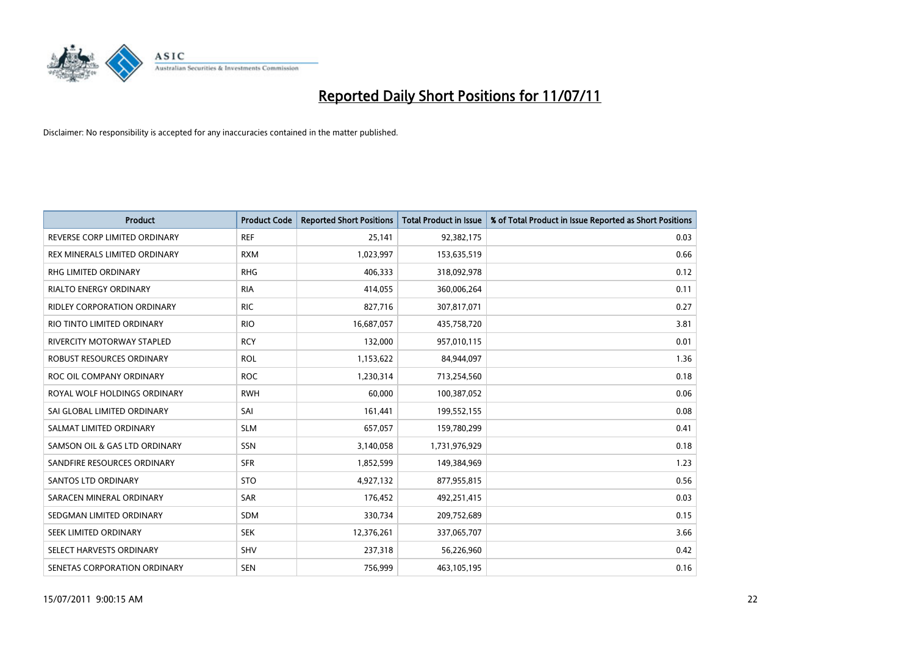# Reported Daily Short Positions for 11/07/11

Disclaimer: No responsibility is accepted for any inaccuracies contained in the matter published.

| Product | Product Code | Reported Short Positions | Total Product in Issue | % of Total Product in Issue Reported as Short Positions |
|---|---|---|---|---|
| REVERSE CORP LIMITED ORDINARY | REF | 25,141 | 92,382,175 | 0.03 |
| REX MINERALS LIMITED ORDINARY | RXM | 1,023,997 | 153,635,519 | 0.66 |
| RHG LIMITED ORDINARY | RHG | 406,333 | 318,092,978 | 0.12 |
| RIALTO ENERGY ORDINARY | RIA | 414,055 | 360,006,264 | 0.11 |
| RIDLEY CORPORATION ORDINARY | RIC | 827,716 | 307,817,071 | 0.27 |
| RIO TINTO LIMITED ORDINARY | RIO | 16,687,057 | 435,758,720 | 3.81 |
| RIVERCITY MOTORWAY STAPLED | RCY | 132,000 | 957,010,115 | 0.01 |
| ROBUST RESOURCES ORDINARY | ROL | 1,153,622 | 84,944,097 | 1.36 |
| ROC OIL COMPANY ORDINARY | ROC | 1,230,314 | 713,254,560 | 0.18 |
| ROYAL WOLF HOLDINGS ORDINARY | RWH | 60,000 | 100,387,052 | 0.06 |
| SAI GLOBAL LIMITED ORDINARY | SAI | 161,441 | 199,552,155 | 0.08 |
| SALMAT LIMITED ORDINARY | SLM | 657,057 | 159,780,299 | 0.41 |
| SAMSON OIL & GAS LTD ORDINARY | SSN | 3,140,058 | 1,731,976,929 | 0.18 |
| SANDFIRE RESOURCES ORDINARY | SFR | 1,852,599 | 149,384,969 | 1.23 |
| SANTOS LTD ORDINARY | STO | 4,927,132 | 877,955,815 | 0.56 |
| SARACEN MINERAL ORDINARY | SAR | 176,452 | 492,251,415 | 0.03 |
| SEDGMAN LIMITED ORDINARY | SDM | 330,734 | 209,752,689 | 0.15 |
| SEEK LIMITED ORDINARY | SEK | 12,376,261 | 337,065,707 | 3.66 |
| SELECT HARVESTS ORDINARY | SHV | 237,318 | 56,226,960 | 0.42 |
| SENETAS CORPORATION ORDINARY | SEN | 756,999 | 463,105,195 | 0.16 |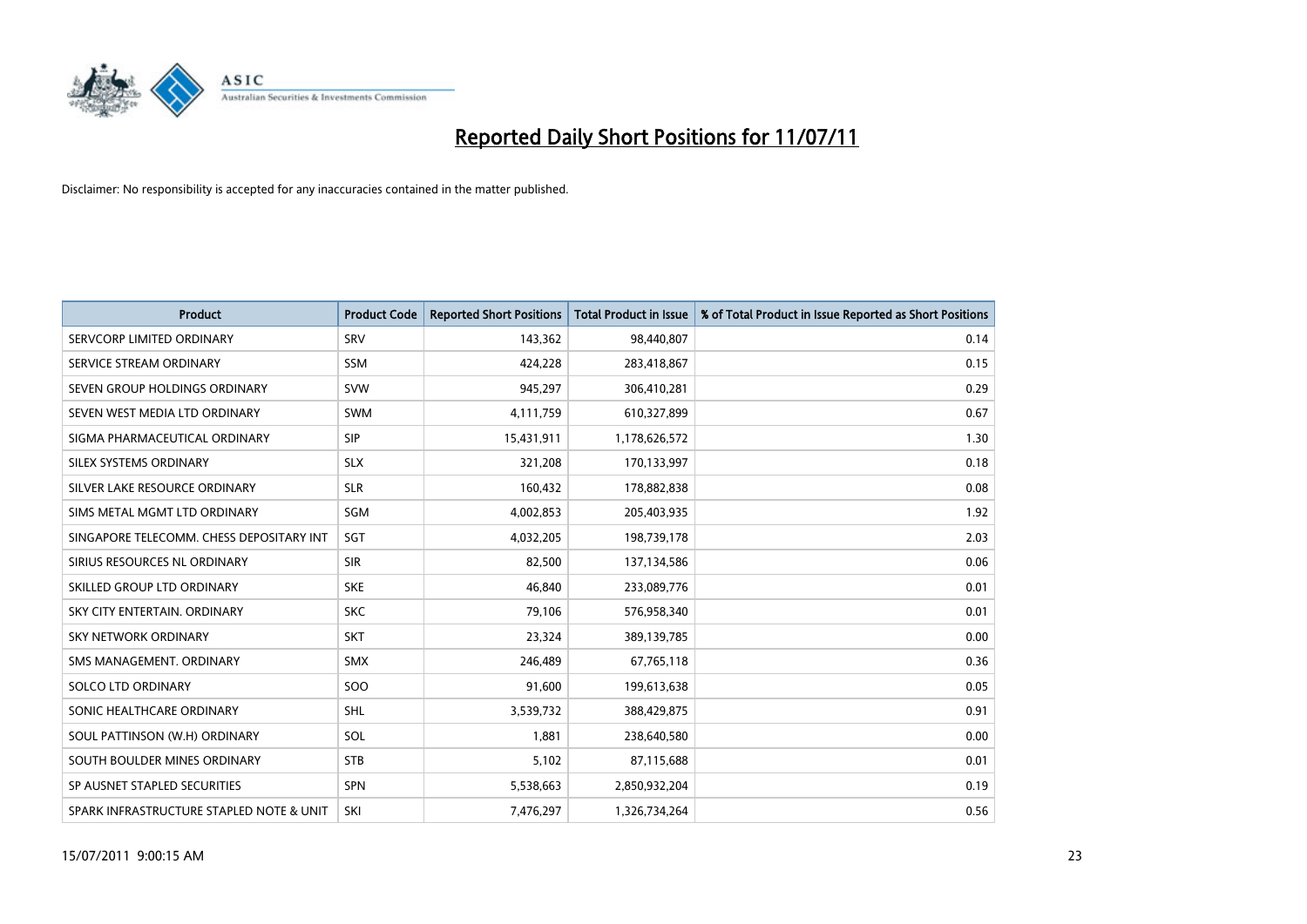# Reported Daily Short Positions for 11/07/11

Disclaimer: No responsibility is accepted for any inaccuracies contained in the matter published.

| Product | Product Code | Reported Short Positions | Total Product in Issue | % of Total Product in Issue Reported as Short Positions |
|---|---|---|---|---|
| SERVCORP LIMITED ORDINARY | SRV | 143,362 | 98,440,807 | 0.14 |
| SERVICE STREAM ORDINARY | SSM | 424,228 | 283,418,867 | 0.15 |
| SEVEN GROUP HOLDINGS ORDINARY | SVW | 945,297 | 306,410,281 | 0.29 |
| SEVEN WEST MEDIA LTD ORDINARY | SWM | 4,111,759 | 610,327,899 | 0.67 |
| SIGMA PHARMACEUTICAL ORDINARY | SIP | 15,431,911 | 1,178,626,572 | 1.30 |
| SILEX SYSTEMS ORDINARY | SLX | 321,208 | 170,133,997 | 0.18 |
| SILVER LAKE RESOURCE ORDINARY | SLR | 160,432 | 178,882,838 | 0.08 |
| SIMS METAL MGMT LTD ORDINARY | SGM | 4,002,853 | 205,403,935 | 1.92 |
| SINGAPORE TELECOMM. CHESS DEPOSITARY INT | SGT | 4,032,205 | 198,739,178 | 2.03 |
| SIRIUS RESOURCES NL ORDINARY | SIR | 82,500 | 137,134,586 | 0.06 |
| SKILLED GROUP LTD ORDINARY | SKE | 46,840 | 233,089,776 | 0.01 |
| SKY CITY ENTERTAIN. ORDINARY | SKC | 79,106 | 576,958,340 | 0.01 |
| SKY NETWORK ORDINARY | SKT | 23,324 | 389,139,785 | 0.00 |
| SMS MANAGEMENT. ORDINARY | SMX | 246,489 | 67,765,118 | 0.36 |
| SOLCO LTD ORDINARY | SOO | 91,600 | 199,613,638 | 0.05 |
| SONIC HEALTHCARE ORDINARY | SHL | 3,539,732 | 388,429,875 | 0.91 |
| SOUL PATTINSON (W.H) ORDINARY | SOL | 1,881 | 238,640,580 | 0.00 |
| SOUTH BOULDER MINES ORDINARY | STB | 5,102 | 87,115,688 | 0.01 |
| SP AUSNET STAPLED SECURITIES | SPN | 5,538,663 | 2,850,932,204 | 0.19 |
| SPARK INFRASTRUCTURE STAPLED NOTE & UNIT | SKI | 7,476,297 | 1,326,734,264 | 0.56 |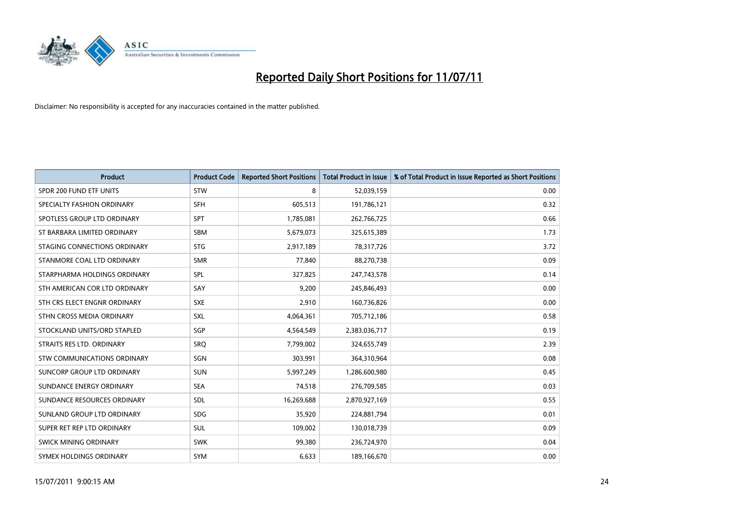# Reported Daily Short Positions for 11/07/11

Disclaimer: No responsibility is accepted for any inaccuracies contained in the matter published.

| Product | Product Code | Reported Short Positions | Total Product in Issue | % of Total Product in Issue Reported as Short Positions |
|---|---|---|---|---|
| SPDR 200 FUND ETF UNITS | STW | 8 | 52,039,159 | 0.00 |
| SPECIALTY FASHION ORDINARY | SFH | 605,513 | 191,786,121 | 0.32 |
| SPOTLESS GROUP LTD ORDINARY | SPT | 1,785,081 | 262,766,725 | 0.66 |
| ST BARBARA LIMITED ORDINARY | SBM | 5,679,073 | 325,615,389 | 1.73 |
| STAGING CONNECTIONS ORDINARY | STG | 2,917,189 | 78,317,726 | 3.72 |
| STANMORE COAL LTD ORDINARY | SMR | 77,840 | 88,270,738 | 0.09 |
| STARPHARMA HOLDINGS ORDINARY | SPL | 327,825 | 247,743,578 | 0.14 |
| STH AMERICAN COR LTD ORDINARY | SAY | 9,200 | 245,846,493 | 0.00 |
| STH CRS ELECT ENGNR ORDINARY | SXE | 2,910 | 160,736,826 | 0.00 |
| STHN CROSS MEDIA ORDINARY | SXL | 4,064,361 | 705,712,186 | 0.58 |
| STOCKLAND UNITS/ORD STAPLED | SGP | 4,564,549 | 2,383,036,717 | 0.19 |
| STRAITS RES LTD. ORDINARY | SRQ | 7,799,002 | 324,655,749 | 2.39 |
| STW COMMUNICATIONS ORDINARY | SGN | 303,991 | 364,310,964 | 0.08 |
| SUNCORP GROUP LTD ORDINARY | SUN | 5,997,249 | 1,286,600,980 | 0.45 |
| SUNDANCE ENERGY ORDINARY | SEA | 74,518 | 276,709,585 | 0.03 |
| SUNDANCE RESOURCES ORDINARY | SDL | 16,269,688 | 2,870,927,169 | 0.55 |
| SUNLAND GROUP LTD ORDINARY | SDG | 35,920 | 224,881,794 | 0.01 |
| SUPER RET REP LTD ORDINARY | SUL | 109,002 | 130,018,739 | 0.09 |
| SWICK MINING ORDINARY | SWK | 99,380 | 236,724,970 | 0.04 |
| SYMEX HOLDINGS ORDINARY | SYM | 6,633 | 189,166,670 | 0.00 |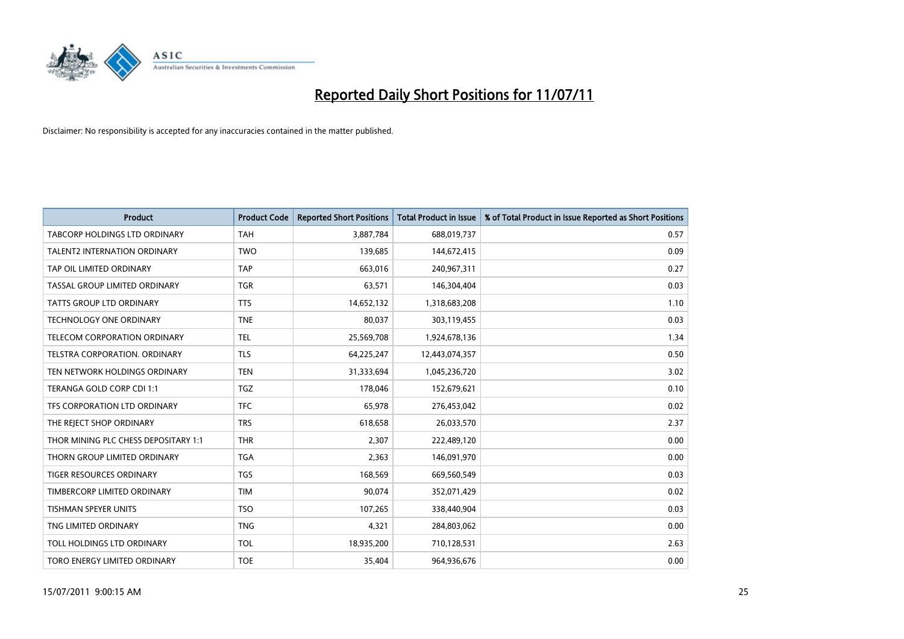# Reported Daily Short Positions for 11/07/11

Disclaimer: No responsibility is accepted for any inaccuracies contained in the matter published.

| Product | Product Code | Reported Short Positions | Total Product in Issue | % of Total Product in Issue Reported as Short Positions |
|---|---|---|---|---|
| TABCORP HOLDINGS LTD ORDINARY | TAH | 3,887,784 | 688,019,737 | 0.57 |
| TALENT2 INTERNATION ORDINARY | TWO | 139,685 | 144,672,415 | 0.09 |
| TAP OIL LIMITED ORDINARY | TAP | 663,016 | 240,967,311 | 0.27 |
| TASSAL GROUP LIMITED ORDINARY | TGR | 63,571 | 146,304,404 | 0.03 |
| TATTS GROUP LTD ORDINARY | TTS | 14,652,132 | 1,318,683,208 | 1.10 |
| TECHNOLOGY ONE ORDINARY | TNE | 80,037 | 303,119,455 | 0.03 |
| TELECOM CORPORATION ORDINARY | TEL | 25,569,708 | 1,924,678,136 | 1.34 |
| TELSTRA CORPORATION. ORDINARY | TLS | 64,225,247 | 12,443,074,357 | 0.50 |
| TEN NETWORK HOLDINGS ORDINARY | TEN | 31,333,694 | 1,045,236,720 | 3.02 |
| TERANGA GOLD CORP CDI 1:1 | TGZ | 178,046 | 152,679,621 | 0.10 |
| TFS CORPORATION LTD ORDINARY | TFC | 65,978 | 276,453,042 | 0.02 |
| THE REJECT SHOP ORDINARY | TRS | 618,658 | 26,033,570 | 2.37 |
| THOR MINING PLC CHESS DEPOSITARY 1:1 | THR | 2,307 | 222,489,120 | 0.00 |
| THORN GROUP LIMITED ORDINARY | TGA | 2,363 | 146,091,970 | 0.00 |
| TIGER RESOURCES ORDINARY | TGS | 168,569 | 669,560,549 | 0.03 |
| TIMBERCORP LIMITED ORDINARY | TIM | 90,074 | 352,071,429 | 0.02 |
| TISHMAN SPEYER UNITS | TSO | 107,265 | 338,440,904 | 0.03 |
| TNG LIMITED ORDINARY | TNG | 4,321 | 284,803,062 | 0.00 |
| TOLL HOLDINGS LTD ORDINARY | TOL | 18,935,200 | 710,128,531 | 2.63 |
| TORO ENERGY LIMITED ORDINARY | TOE | 35,404 | 964,936,676 | 0.00 |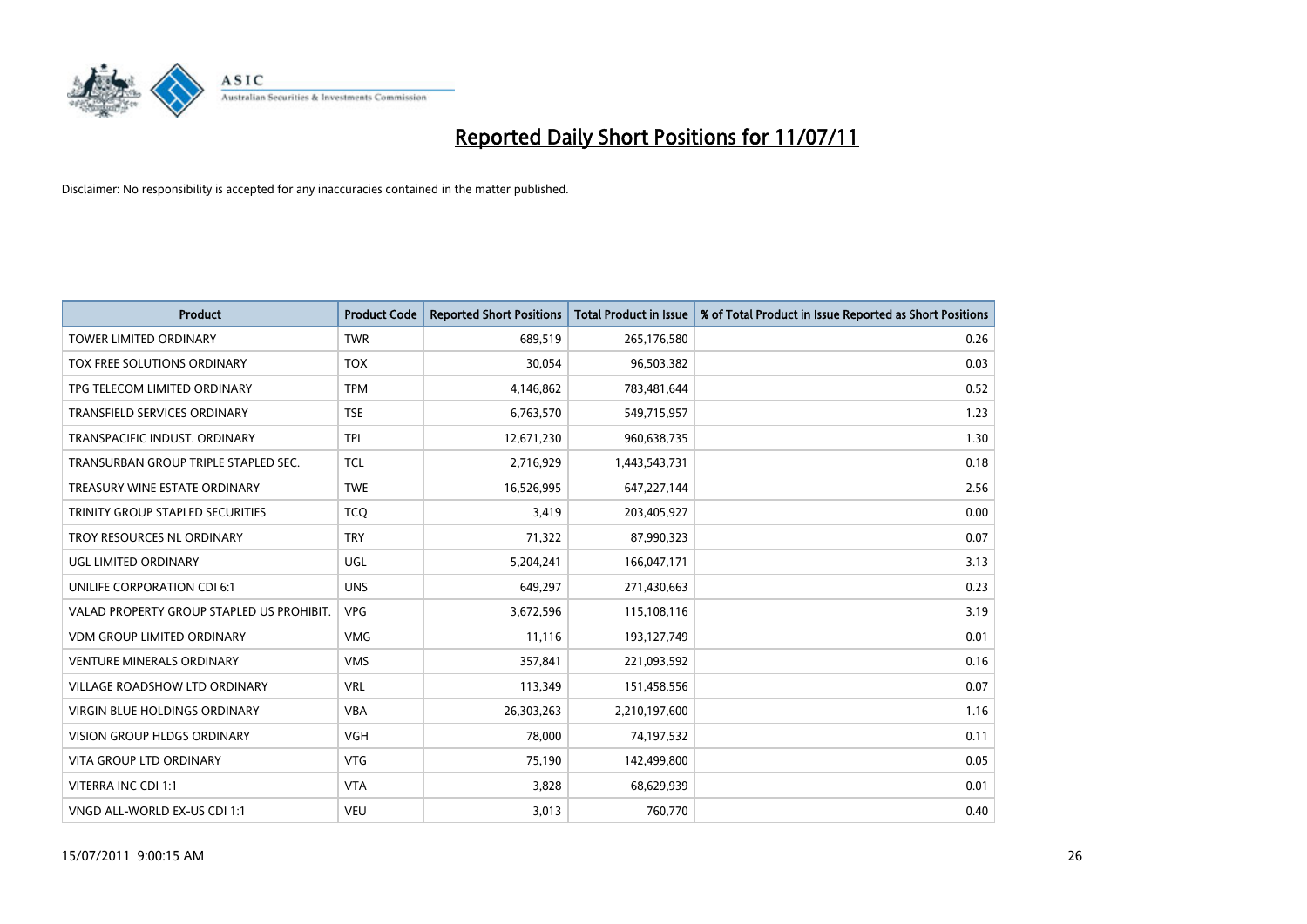# Reported Daily Short Positions for 11/07/11

Disclaimer: No responsibility is accepted for any inaccuracies contained in the matter published.

| Product | Product Code | Reported Short Positions | Total Product in Issue | % of Total Product in Issue Reported as Short Positions |
|---|---|---|---|---|
| TOWER LIMITED ORDINARY | TWR | 689,519 | 265,176,580 | 0.26 |
| TOX FREE SOLUTIONS ORDINARY | TOX | 30,054 | 96,503,382 | 0.03 |
| TPG TELECOM LIMITED ORDINARY | TPM | 4,146,862 | 783,481,644 | 0.52 |
| TRANSFIELD SERVICES ORDINARY | TSE | 6,763,570 | 549,715,957 | 1.23 |
| TRANSPACIFIC INDUST. ORDINARY | TPI | 12,671,230 | 960,638,735 | 1.30 |
| TRANSURBAN GROUP TRIPLE STAPLED SEC. | TCL | 2,716,929 | 1,443,543,731 | 0.18 |
| TREASURY WINE ESTATE ORDINARY | TWE | 16,526,995 | 647,227,144 | 2.56 |
| TRINITY GROUP STAPLED SECURITIES | TCQ | 3,419 | 203,405,927 | 0.00 |
| TROY RESOURCES NL ORDINARY | TRY | 71,322 | 87,990,323 | 0.07 |
| UGL LIMITED ORDINARY | UGL | 5,204,241 | 166,047,171 | 3.13 |
| UNILIFE CORPORATION CDI 6:1 | UNS | 649,297 | 271,430,663 | 0.23 |
| VALAD PROPERTY GROUP STAPLED US PROHIBIT. | VPG | 3,672,596 | 115,108,116 | 3.19 |
| VDM GROUP LIMITED ORDINARY | VMG | 11,116 | 193,127,749 | 0.01 |
| VENTURE MINERALS ORDINARY | VMS | 357,841 | 221,093,592 | 0.16 |
| VILLAGE ROADSHOW LTD ORDINARY | VRL | 113,349 | 151,458,556 | 0.07 |
| VIRGIN BLUE HOLDINGS ORDINARY | VBA | 26,303,263 | 2,210,197,600 | 1.16 |
| VISION GROUP HLDGS ORDINARY | VGH | 78,000 | 74,197,532 | 0.11 |
| VITA GROUP LTD ORDINARY | VTG | 75,190 | 142,499,800 | 0.05 |
| VITERRA INC CDI 1:1 | VTA | 3,828 | 68,629,939 | 0.01 |
| VNGD ALL-WORLD EX-US CDI 1:1 | VEU | 3,013 | 760,770 | 0.40 |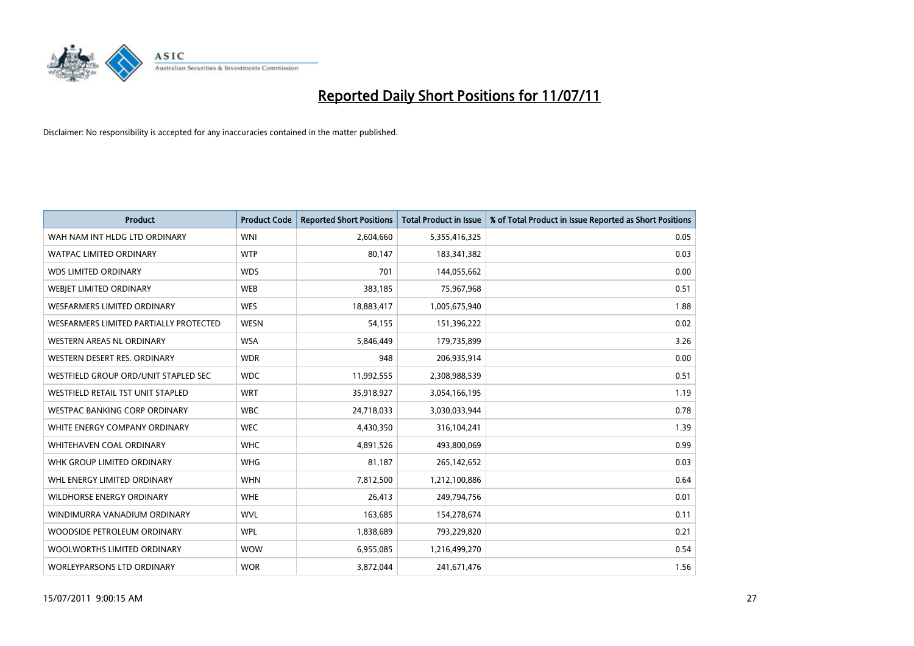# Reported Daily Short Positions for 11/07/11

Disclaimer: No responsibility is accepted for any inaccuracies contained in the matter published.

| Product | Product Code | Reported Short Positions | Total Product in Issue | % of Total Product in Issue Reported as Short Positions |
|---|---|---|---|---|
| WAH NAM INT HLDG LTD ORDINARY | WNI | 2,604,660 | 5,355,416,325 | 0.05 |
| WATPAC LIMITED ORDINARY | WTP | 80,147 | 183,341,382 | 0.03 |
| WDS LIMITED ORDINARY | WDS | 701 | 144,055,662 | 0.00 |
| WEBJET LIMITED ORDINARY | WEB | 383,185 | 75,967,968 | 0.51 |
| WESFARMERS LIMITED ORDINARY | WES | 18,883,417 | 1,005,675,940 | 1.88 |
| WESFARMERS LIMITED PARTIALLY PROTECTED | WESN | 54,155 | 151,396,222 | 0.02 |
| WESTERN AREAS NL ORDINARY | WSA | 5,846,449 | 179,735,899 | 3.26 |
| WESTERN DESERT RES. ORDINARY | WDR | 948 | 206,935,914 | 0.00 |
| WESTFIELD GROUP ORD/UNIT STAPLED SEC | WDC | 11,992,555 | 2,308,988,539 | 0.51 |
| WESTFIELD RETAIL TST UNIT STAPLED | WRT | 35,918,927 | 3,054,166,195 | 1.19 |
| WESTPAC BANKING CORP ORDINARY | WBC | 24,718,033 | 3,030,033,944 | 0.78 |
| WHITE ENERGY COMPANY ORDINARY | WEC | 4,430,350 | 316,104,241 | 1.39 |
| WHITEHAVEN COAL ORDINARY | WHC | 4,891,526 | 493,800,069 | 0.99 |
| WHK GROUP LIMITED ORDINARY | WHG | 81,187 | 265,142,652 | 0.03 |
| WHL ENERGY LIMITED ORDINARY | WHN | 7,812,500 | 1,212,100,886 | 0.64 |
| WILDHORSE ENERGY ORDINARY | WHE | 26,413 | 249,794,756 | 0.01 |
| WINDIMURRA VANADIUM ORDINARY | WVL | 163,685 | 154,278,674 | 0.11 |
| WOODSIDE PETROLEUM ORDINARY | WPL | 1,838,689 | 793,229,820 | 0.21 |
| WOOLWORTHS LIMITED ORDINARY | WOW | 6,955,085 | 1,216,499,270 | 0.54 |
| WORLEYPARSONS LTD ORDINARY | WOR | 3,872,044 | 241,671,476 | 1.56 |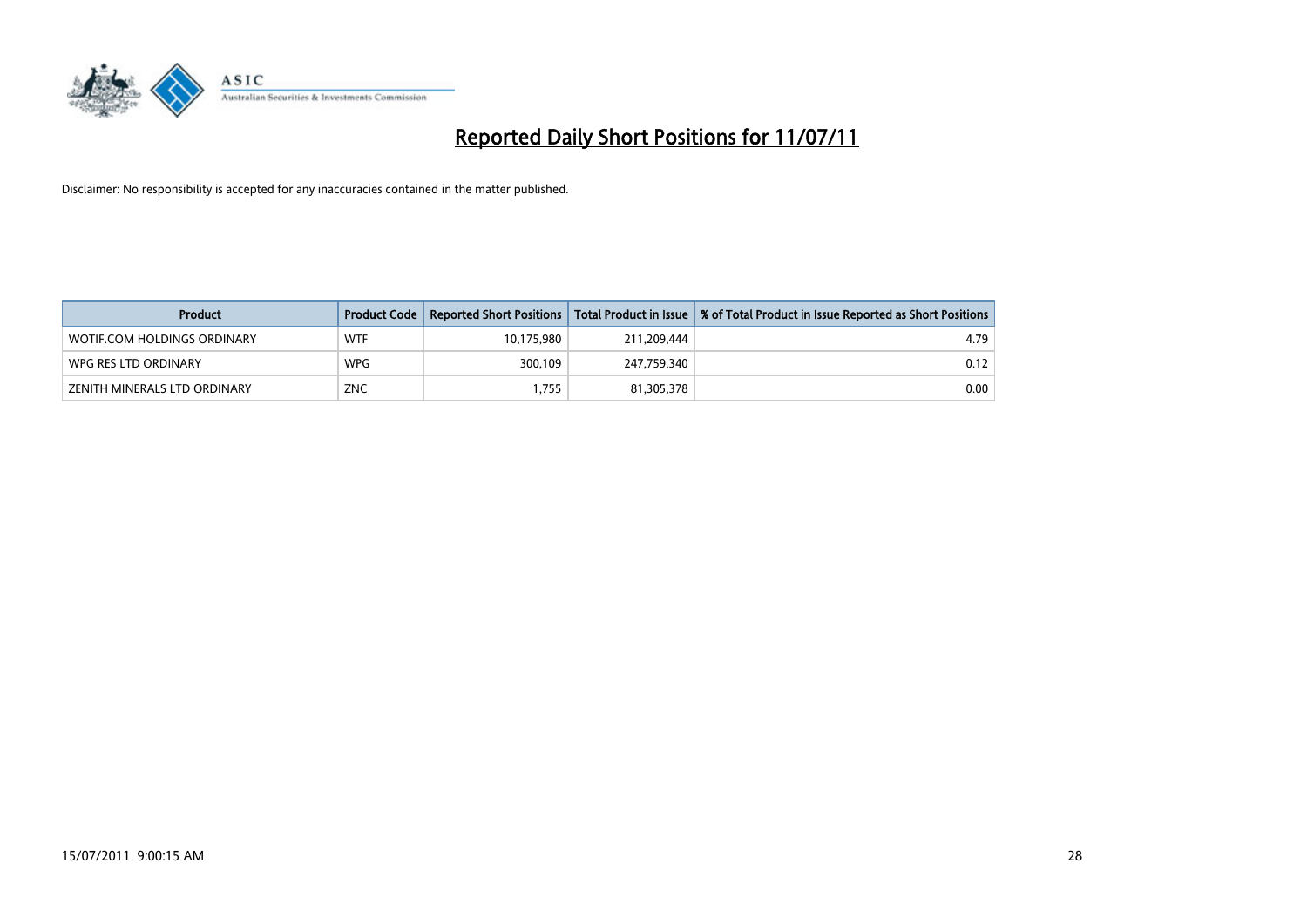# Reported Daily Short Positions for 11/07/11

Disclaimer: No responsibility is accepted for any inaccuracies contained in the matter published.

| Product | Product Code | Reported Short Positions | Total Product in Issue | % of Total Product in Issue Reported as Short Positions |
|---|---|---|---|---|
| WOTIF.COM HOLDINGS ORDINARY | WTF | 10,175,980 | 211,209,444 | 4.79 |
| WPG RES LTD ORDINARY | WPG | 300,109 | 247,759,340 | 0.12 |
| ZENITH MINERALS LTD ORDINARY | ZNC | 1,755 | 81,305,378 | 0.00 |

15/07/2011 9:00:15 AM